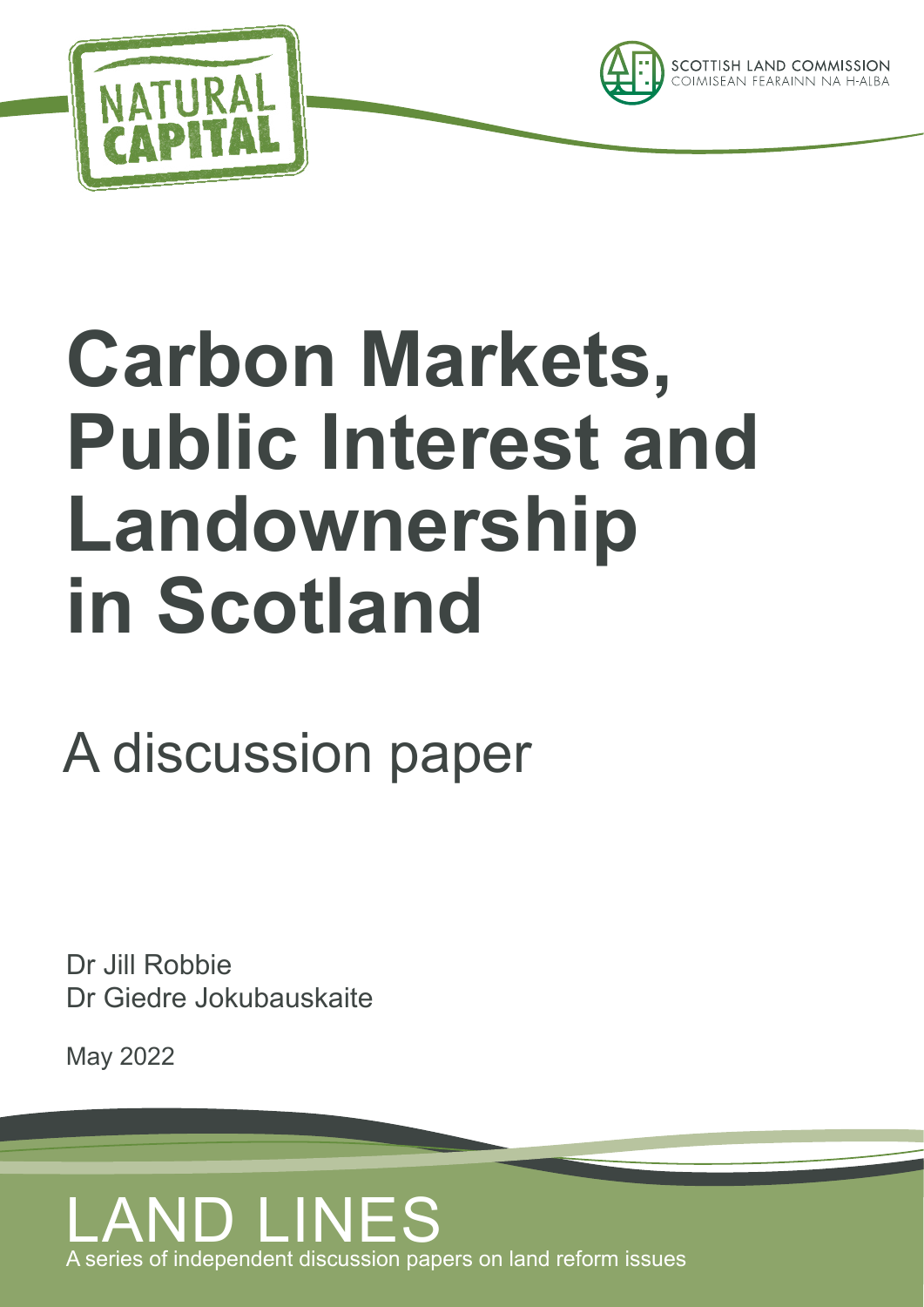NATURAL CAPITAL

SCOTTISH LAND COMMISSION
COIMISEAN FEARAINN NA H-ALBA

# Carbon Markets, Public Interest and Landownership in Scotland

## A discussion paper

Dr Jill Robbie
Dr Giedre Jokubauskaite

May 2022

LAND LINES
A series of independent discussion papers on land reform issues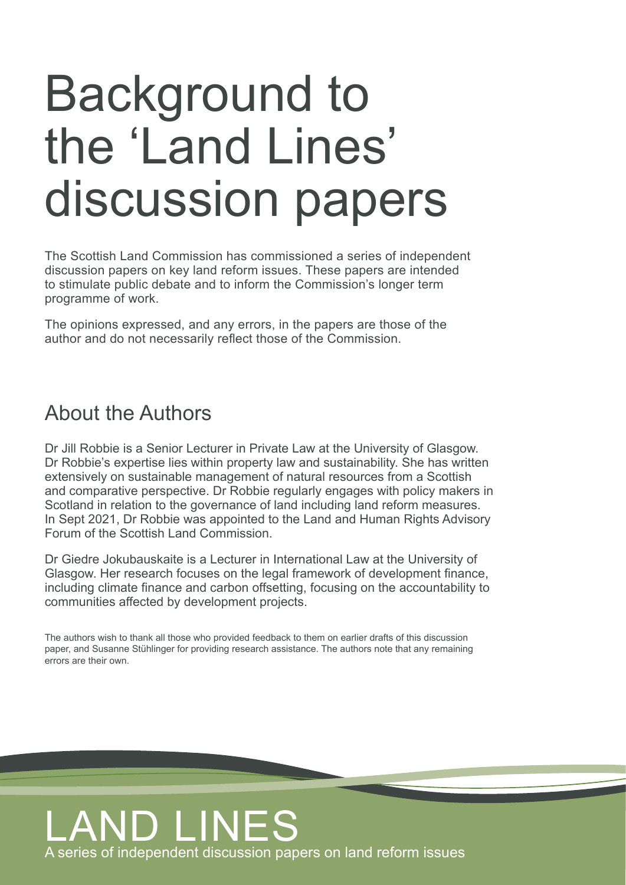# Background to the 'Land Lines' discussion papers

The Scottish Land Commission has commissioned a series of independent discussion papers on key land reform issues. These papers are intended to stimulate public debate and to inform the Commission's longer term programme of work.

The opinions expressed, and any errors, in the papers are those of the author and do not necessarily reflect those of the Commission.

## About the Authors

Dr Jill Robbie is a Senior Lecturer in Private Law at the University of Glasgow. Dr Robbie's expertise lies within property law and sustainability. She has written extensively on sustainable management of natural resources from a Scottish and comparative perspective. Dr Robbie regularly engages with policy makers in Scotland in relation to the governance of land including land reform measures. In Sept 2021, Dr Robbie was appointed to the Land and Human Rights Advisory Forum of the Scottish Land Commission.

Dr Giedre Jokubauskaite is a Lecturer in International Law at the University of Glasgow. Her research focuses on the legal framework of development finance, including climate finance and carbon offsetting, focusing on the accountability to communities affected by development projects.

The authors wish to thank all those who provided feedback to them on earlier drafts of this discussion paper, and Susanne Stühlinger for providing research assistance. The authors note that any remaining errors are their own.

LAND LINES

A series of independent discussion papers on land reform issues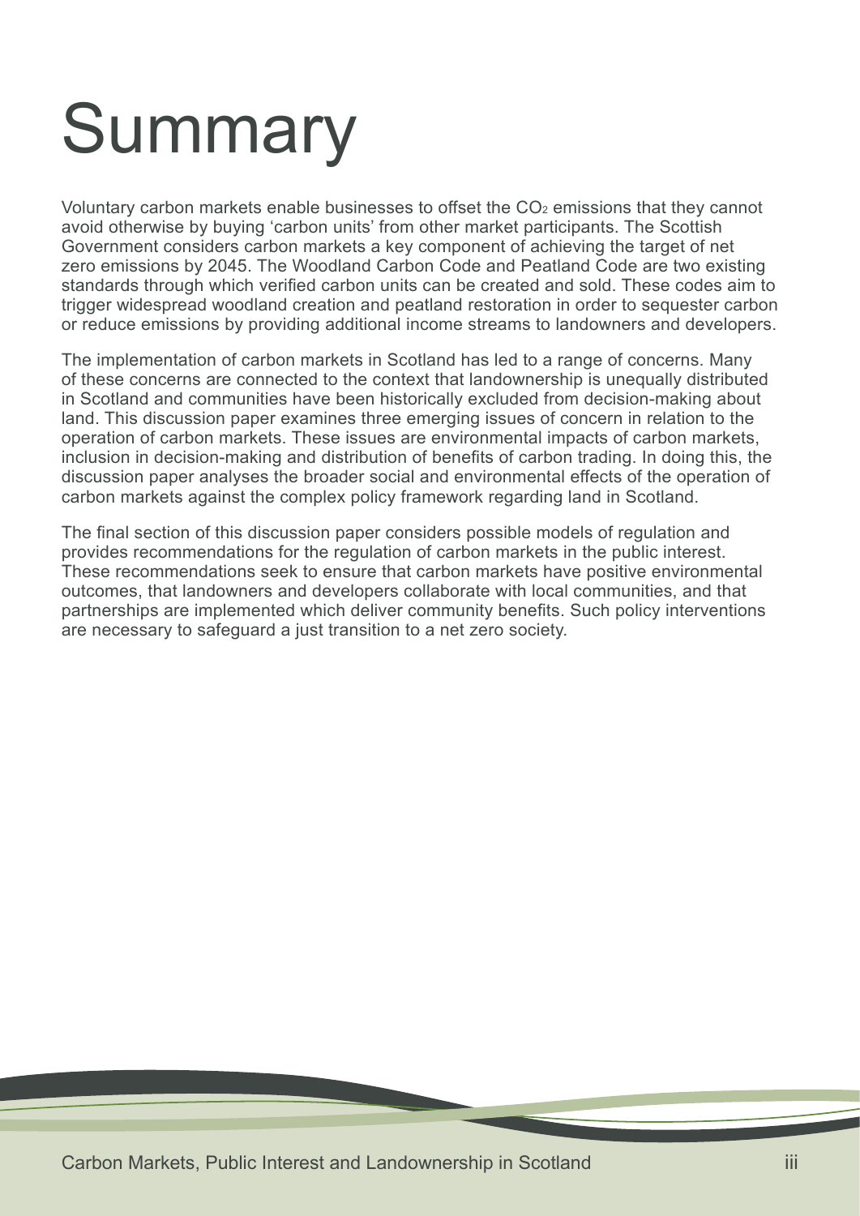# Summary

Voluntary carbon markets enable businesses to offset the $CO_2$ emissions that they cannot avoid otherwise by buying 'carbon units' from other market participants. The Scottish Government considers carbon markets a key component of achieving the target of net zero emissions by 2045. The Woodland Carbon Code and Peatland Code are two existing standards through which verified carbon units can be created and sold. These codes aim to trigger widespread woodland creation and peatland restoration in order to sequester carbon or reduce emissions by providing additional income streams to landowners and developers.

The implementation of carbon markets in Scotland has led to a range of concerns. Many of these concerns are connected to the context that landownership is unequally distributed in Scotland and communities have been historically excluded from decision-making about land. This discussion paper examines three emerging issues of concern in relation to the operation of carbon markets. These issues are environmental impacts of carbon markets, inclusion in decision-making and distribution of benefits of carbon trading. In doing this, the discussion paper analyses the broader social and environmental effects of the operation of carbon markets against the complex policy framework regarding land in Scotland.

The final section of this discussion paper considers possible models of regulation and provides recommendations for the regulation of carbon markets in the public interest. These recommendations seek to ensure that carbon markets have positive environmental outcomes, that landowners and developers collaborate with local communities, and that partnerships are implemented which deliver community benefits. Such policy interventions are necessary to safeguard a just transition to a net zero society.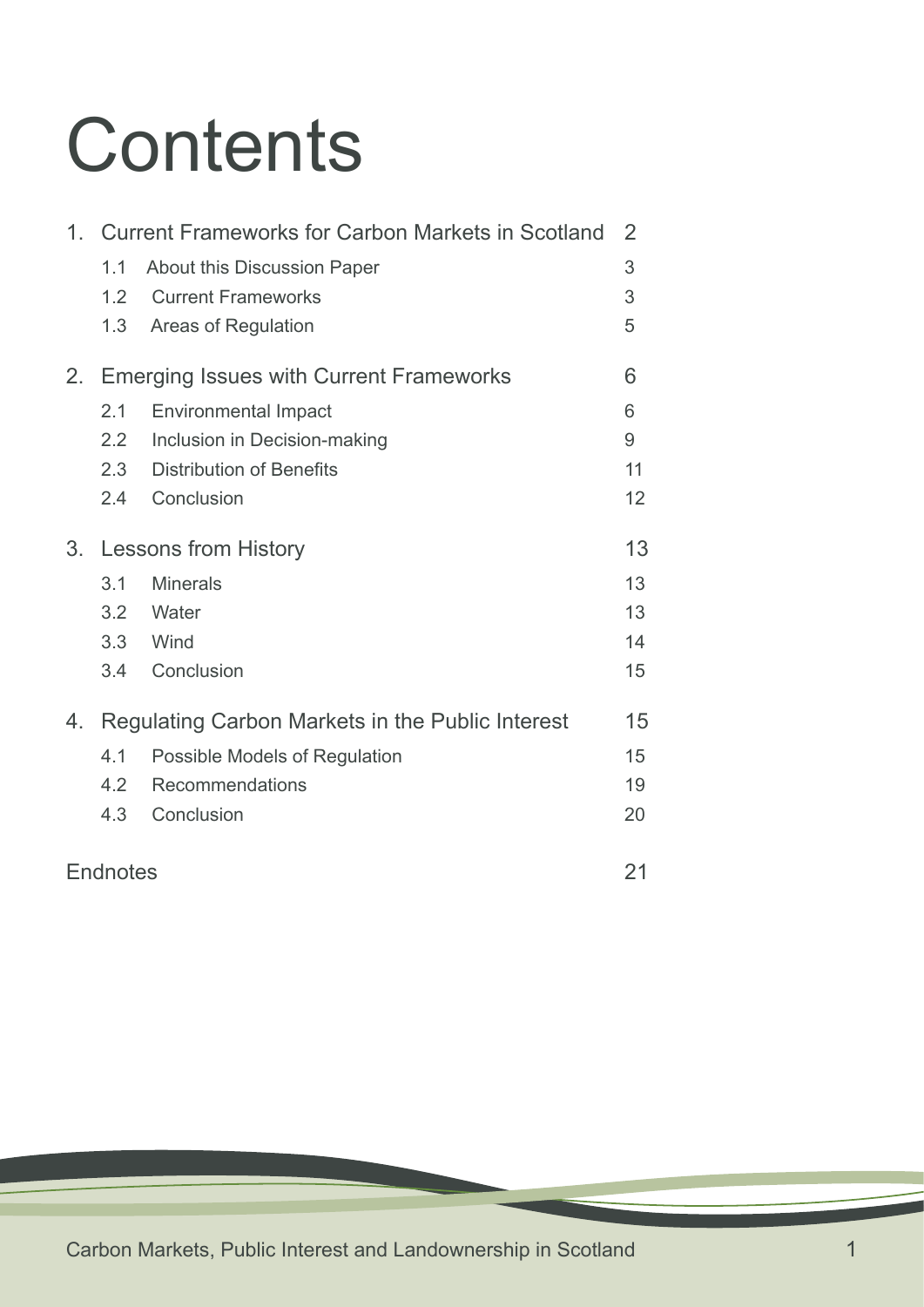# Contents

| | | |
|---|---|---|
| 1. | Current Frameworks for Carbon Markets in Scotland | 2 |
| | 1.1 About this Discussion Paper | 3 |
| | 1.2 Current Frameworks | 3 |
| | 1.3 Areas of Regulation | 5 |
| 2. | Emerging Issues with Current Frameworks | 6 |
| | 2.1 Environmental Impact | 6 |
| | 2.2 Inclusion in Decision-making | 9 |
| | 2.3 Distribution of Benefits | 11 |
| | 2.4 Conclusion | 12 |
| 3. | Lessons from History | 13 |
| | 3.1 Minerals | 13 |
| | 3.2 Water | 13 |
| | 3.3 Wind | 14 |
| | 3.4 Conclusion | 15 |
| 4. | Regulating Carbon Markets in the Public Interest | 15 |
| | 4.1 Possible Models of Regulation | 15 |
| | 4.2 Recommendations | 19 |
| | 4.3 Conclusion | 20 |
| | Endnotes | 21 |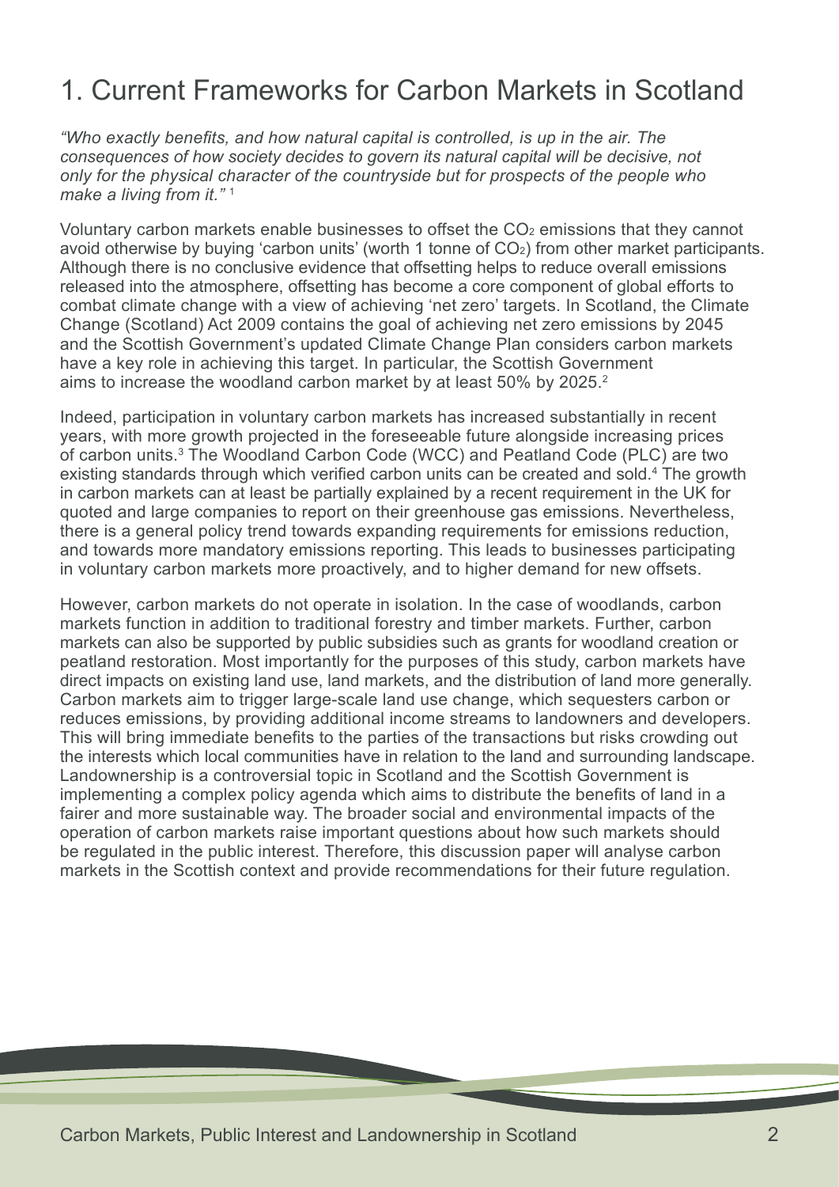# 1. Current Frameworks for Carbon Markets in Scotland

*"Who exactly benefits, and how natural capital is controlled, is up in the air. The consequences of how society decides to govern its natural capital will be decisive, not only for the physical character of the countryside but for prospects of the people who make a living from it."* [1]

Voluntary carbon markets enable businesses to offset the $CO_2$ emissions that they cannot avoid otherwise by buying 'carbon units' (worth 1 tonne of $CO_2$) from other market participants. Although there is no conclusive evidence that offsetting helps to reduce overall emissions released into the atmosphere, offsetting has become a core component of global efforts to combat climate change with a view of achieving 'net zero' targets. In Scotland, the Climate Change (Scotland) Act 2009 contains the goal of achieving net zero emissions by 2045 and the Scottish Government's updated Climate Change Plan considers carbon markets have a key role in achieving this target. In particular, the Scottish Government aims to increase the woodland carbon market by at least 50% by 2025.[2]

Indeed, participation in voluntary carbon markets has increased substantially in recent years, with more growth projected in the foreseeable future alongside increasing prices of carbon units.[3] The Woodland Carbon Code (WCC) and Peatland Code (PLC) are two existing standards through which verified carbon units can be created and sold.[4] The growth in carbon markets can at least be partially explained by a recent requirement in the UK for quoted and large companies to report on their greenhouse gas emissions. Nevertheless, there is a general policy trend towards expanding requirements for emissions reduction, and towards more mandatory emissions reporting. This leads to businesses participating in voluntary carbon markets more proactively, and to higher demand for new offsets.

However, carbon markets do not operate in isolation. In the case of woodlands, carbon markets function in addition to traditional forestry and timber markets. Further, carbon markets can also be supported by public subsidies such as grants for woodland creation or peatland restoration. Most importantly for the purposes of this study, carbon markets have direct impacts on existing land use, land markets, and the distribution of land more generally. Carbon markets aim to trigger large-scale land use change, which sequesters carbon or reduces emissions, by providing additional income streams to landowners and developers. This will bring immediate benefits to the parties of the transactions but risks crowding out the interests which local communities have in relation to the land and surrounding landscape. Landownership is a controversial topic in Scotland and the Scottish Government is implementing a complex policy agenda which aims to distribute the benefits of land in a fairer and more sustainable way. The broader social and environmental impacts of the operation of carbon markets raise important questions about how such markets should be regulated in the public interest. Therefore, this discussion paper will analyse carbon markets in the Scottish context and provide recommendations for their future regulation.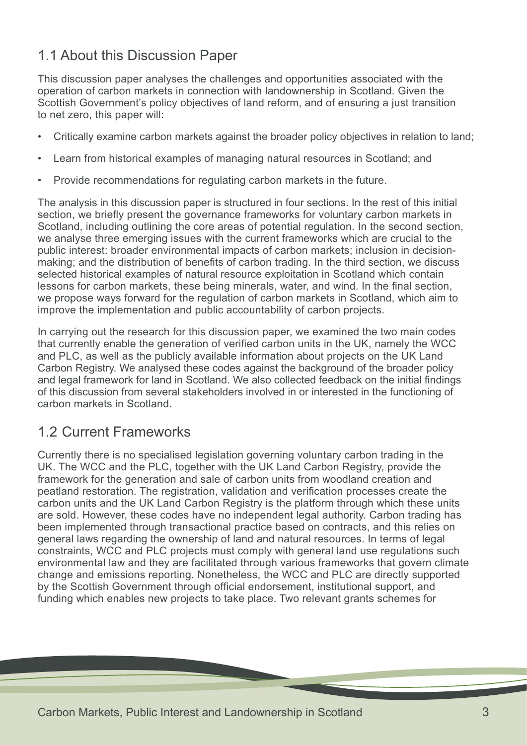## 1.1 About this Discussion Paper

This discussion paper analyses the challenges and opportunities associated with the operation of carbon markets in connection with landownership in Scotland. Given the Scottish Government's policy objectives of land reform, and of ensuring a just transition to net zero, this paper will:

- Critically examine carbon markets against the broader policy objectives in relation to land;
- Learn from historical examples of managing natural resources in Scotland; and
- Provide recommendations for regulating carbon markets in the future.

The analysis in this discussion paper is structured in four sections. In the rest of this initial section, we briefly present the governance frameworks for voluntary carbon markets in Scotland, including outlining the core areas of potential regulation. In the second section, we analyse three emerging issues with the current frameworks which are crucial to the public interest: broader environmental impacts of carbon markets; inclusion in decision-making; and the distribution of benefits of carbon trading. In the third section, we discuss selected historical examples of natural resource exploitation in Scotland which contain lessons for carbon markets, these being minerals, water, and wind. In the final section, we propose ways forward for the regulation of carbon markets in Scotland, which aim to improve the implementation and public accountability of carbon projects.

In carrying out the research for this discussion paper, we examined the two main codes that currently enable the generation of verified carbon units in the UK, namely the WCC and PLC, as well as the publicly available information about projects on the UK Land Carbon Registry. We analysed these codes against the background of the broader policy and legal framework for land in Scotland. We also collected feedback on the initial findings of this discussion from several stakeholders involved in or interested in the functioning of carbon markets in Scotland.

## 1.2 Current Frameworks

Currently there is no specialised legislation governing voluntary carbon trading in the UK. The WCC and the PLC, together with the UK Land Carbon Registry, provide the framework for the generation and sale of carbon units from woodland creation and peatland restoration. The registration, validation and verification processes create the carbon units and the UK Land Carbon Registry is the platform through which these units are sold. However, these codes have no independent legal authority. Carbon trading has been implemented through transactional practice based on contracts, and this relies on general laws regarding the ownership of land and natural resources. In terms of legal constraints, WCC and PLC projects must comply with general land use regulations such environmental law and they are facilitated through various frameworks that govern climate change and emissions reporting. Nonetheless, the WCC and PLC are directly supported by the Scottish Government through official endorsement, institutional support, and funding which enables new projects to take place. Two relevant grants schemes for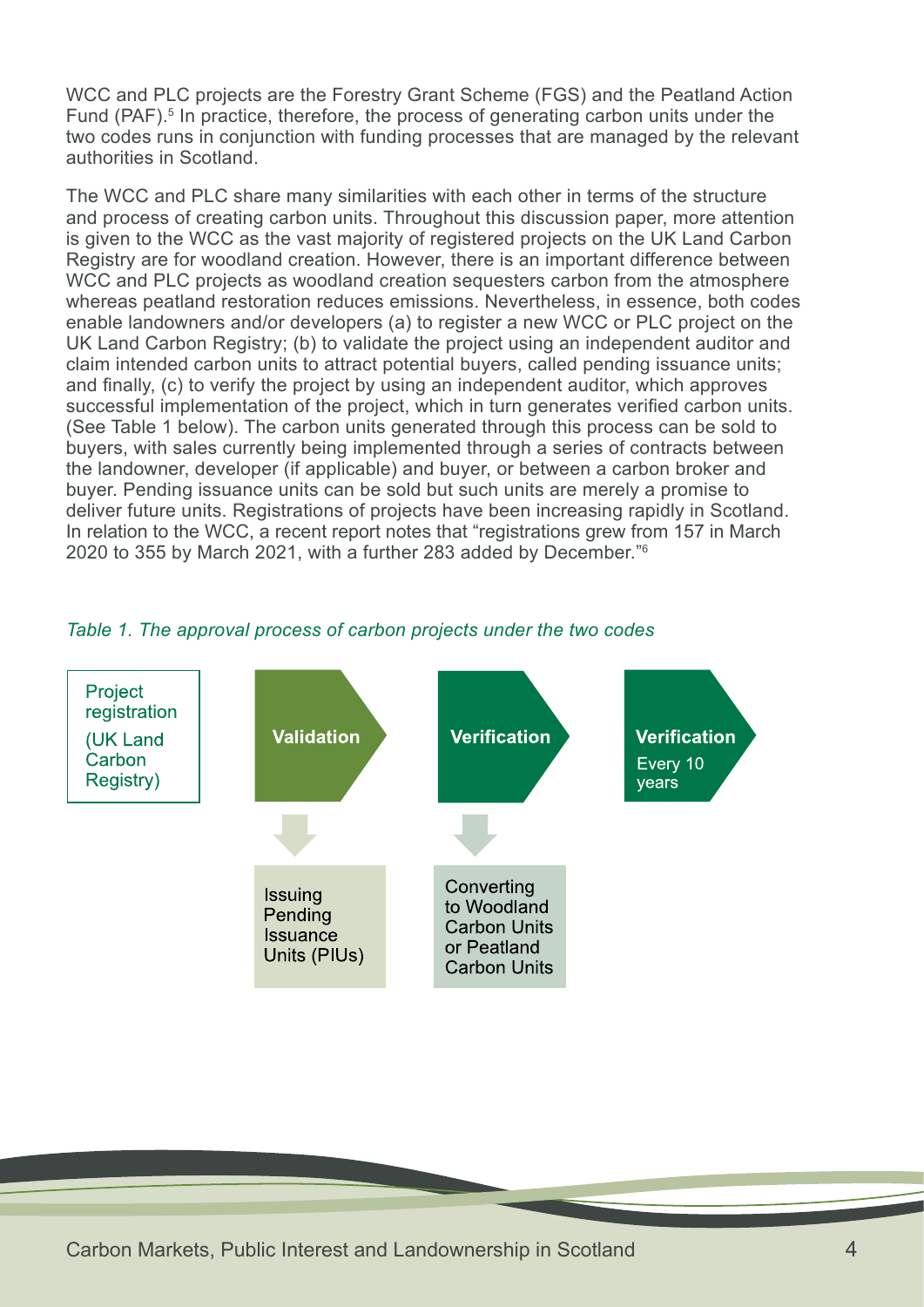WCC and PLC projects are the Forestry Grant Scheme (FGS) and the Peatland Action Fund (PAF).[5] In practice, therefore, the process of generating carbon units under the two codes runs in conjunction with funding processes that are managed by the relevant authorities in Scotland.

The WCC and PLC share many similarities with each other in terms of the structure and process of creating carbon units. Throughout this discussion paper, more attention is given to the WCC as the vast majority of registered projects on the UK Land Carbon Registry are for woodland creation. However, there is an important difference between WCC and PLC projects as woodland creation sequesters carbon from the atmosphere whereas peatland restoration reduces emissions. Nevertheless, in essence, both codes enable landowners and/or developers (a) to register a new WCC or PLC project on the UK Land Carbon Registry; (b) to validate the project using an independent auditor and claim intended carbon units to attract potential buyers, called pending issuance units; and finally, (c) to verify the project by using an independent auditor, which approves successful implementation of the project, which in turn generates verified carbon units. (See Table 1 below). The carbon units generated through this process can be sold to buyers, with sales currently being implemented through a series of contracts between the landowner, developer (if applicable) and buyer, or between a carbon broker and buyer. Pending issuance units can be sold but such units are merely a promise to deliver future units. Registrations of projects have been increasing rapidly in Scotland. In relation to the WCC, a recent report notes that "registrations grew from 157 in March 2020 to 355 by March 2021, with a further 283 added by December."[6]

*Table 1. The approval process of carbon projects under the two codes*

Project registration (UK Land Carbon Registry)

**Validation**

Issuing Pending Issuance Units (PIUs)

**Verification**

Converting to Woodland Carbon Units or Peatland Carbon Units

**Verification**
Every 10 years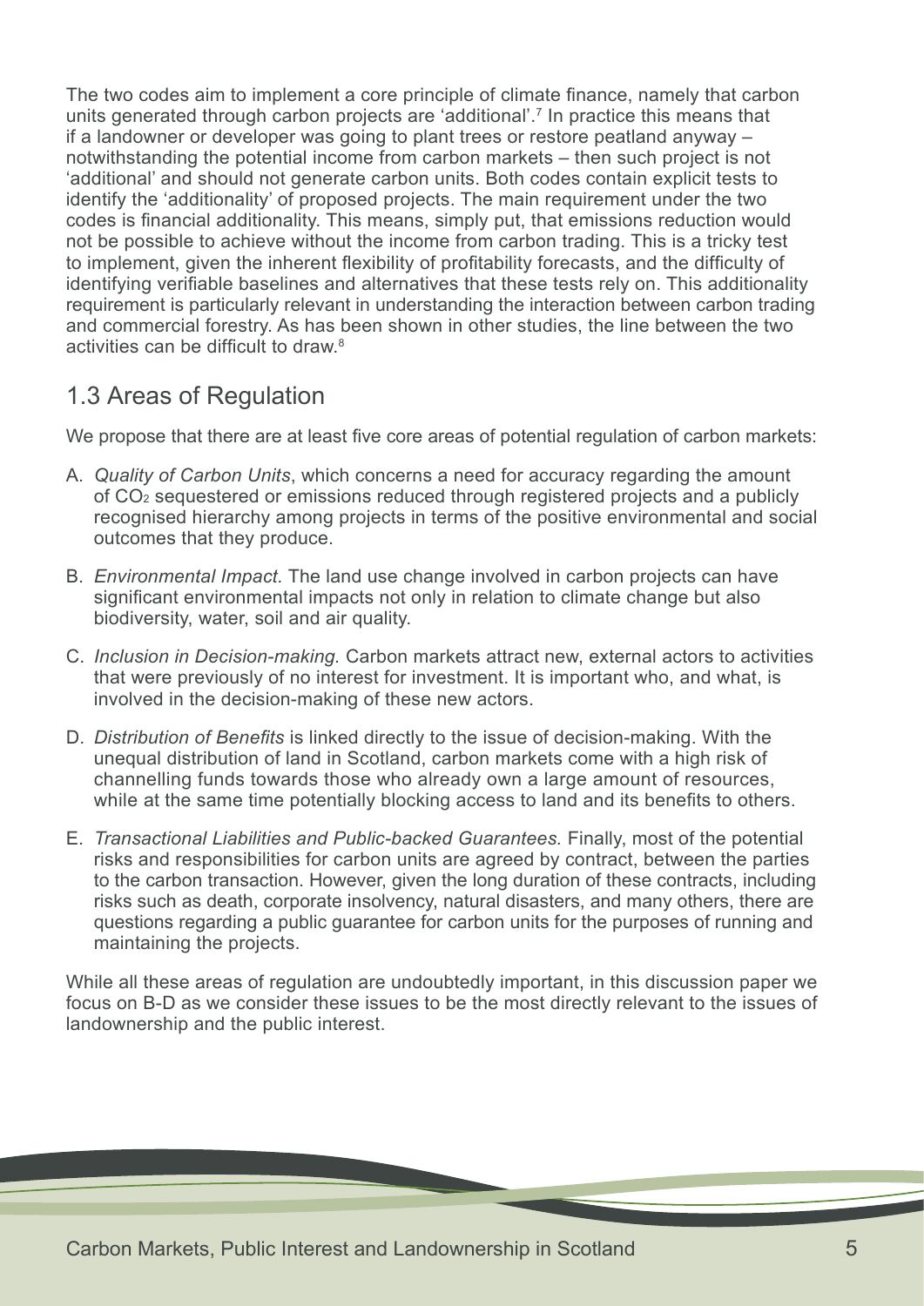The two codes aim to implement a core principle of climate finance, namely that carbon units generated through carbon projects are 'additional'.[7] In practice this means that if a landowner or developer was going to plant trees or restore peatland anyway – notwithstanding the potential income from carbon markets – then such project is not 'additional' and should not generate carbon units. Both codes contain explicit tests to identify the 'additionality' of proposed projects. The main requirement under the two codes is financial additionality. This means, simply put, that emissions reduction would not be possible to achieve without the income from carbon trading. This is a tricky test to implement, given the inherent flexibility of profitability forecasts, and the difficulty of identifying verifiable baselines and alternatives that these tests rely on. This additionality requirement is particularly relevant in understanding the interaction between carbon trading and commercial forestry. As has been shown in other studies, the line between the two activities can be difficult to draw.[8]

## 1.3 Areas of Regulation

We propose that there are at least five core areas of potential regulation of carbon markets:

A. *Quality of Carbon Units*, which concerns a need for accuracy regarding the amount of $CO_2$ sequestered or emissions reduced through registered projects and a publicly recognised hierarchy among projects in terms of the positive environmental and social outcomes that they produce.

B. *Environmental Impact.* The land use change involved in carbon projects can have significant environmental impacts not only in relation to climate change but also biodiversity, water, soil and air quality.

C. *Inclusion in Decision-making.* Carbon markets attract new, external actors to activities that were previously of no interest for investment. It is important who, and what, is involved in the decision-making of these new actors.

D. *Distribution of Benefits* is linked directly to the issue of decision-making. With the unequal distribution of land in Scotland, carbon markets come with a high risk of channelling funds towards those who already own a large amount of resources, while at the same time potentially blocking access to land and its benefits to others.

E. *Transactional Liabilities and Public-backed Guarantees.* Finally, most of the potential risks and responsibilities for carbon units are agreed by contract, between the parties to the carbon transaction. However, given the long duration of these contracts, including risks such as death, corporate insolvency, natural disasters, and many others, there are questions regarding a public guarantee for carbon units for the purposes of running and maintaining the projects.

While all these areas of regulation are undoubtedly important, in this discussion paper we focus on B-D as we consider these issues to be the most directly relevant to the issues of landownership and the public interest.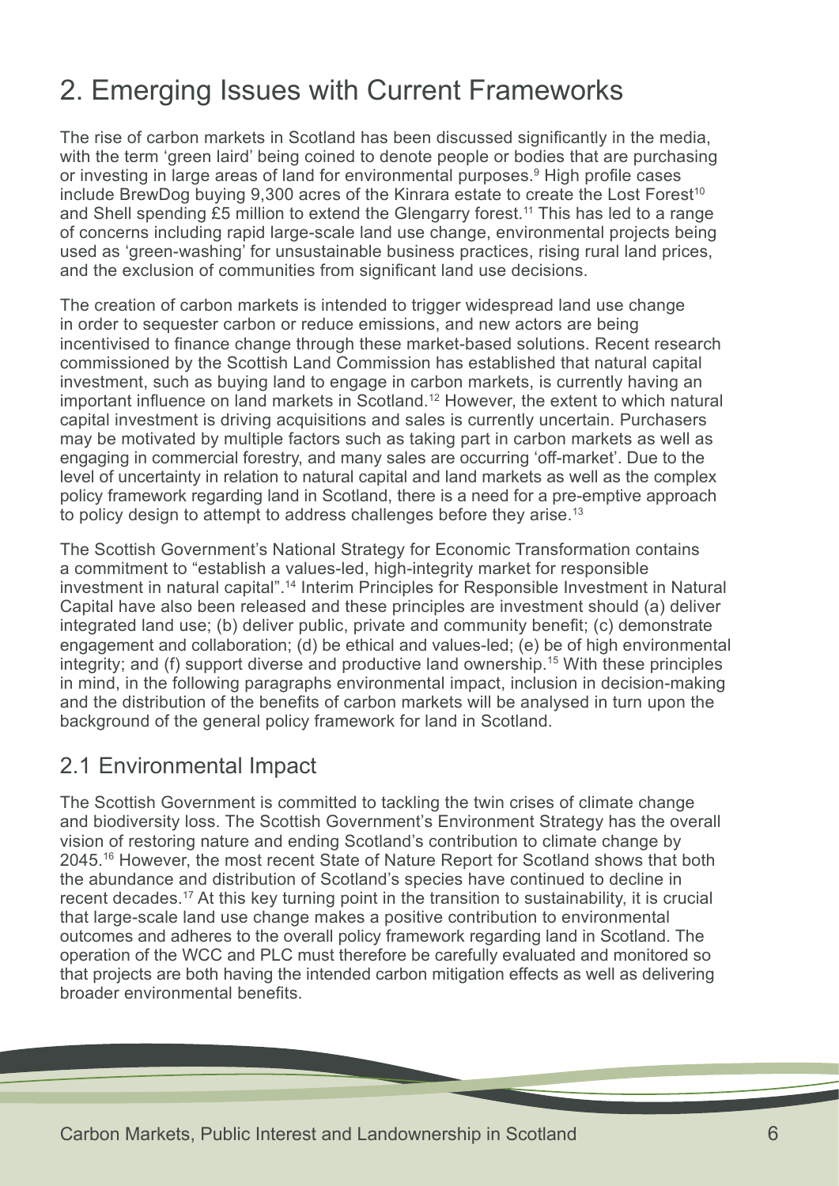## 2. Emerging Issues with Current Frameworks

The rise of carbon markets in Scotland has been discussed significantly in the media, with the term 'green laird' being coined to denote people or bodies that are purchasing or investing in large areas of land for environmental purposes.[9] High profile cases include BrewDog buying 9,300 acres of the Kinrara estate to create the Lost Forest[10] and Shell spending £5 million to extend the Glengarry forest.[11] This has led to a range of concerns including rapid large-scale land use change, environmental projects being used as 'green-washing' for unsustainable business practices, rising rural land prices, and the exclusion of communities from significant land use decisions.

The creation of carbon markets is intended to trigger widespread land use change in order to sequester carbon or reduce emissions, and new actors are being incentivised to finance change through these market-based solutions. Recent research commissioned by the Scottish Land Commission has established that natural capital investment, such as buying land to engage in carbon markets, is currently having an important influence on land markets in Scotland.[12] However, the extent to which natural capital investment is driving acquisitions and sales is currently uncertain. Purchasers may be motivated by multiple factors such as taking part in carbon markets as well as engaging in commercial forestry, and many sales are occurring 'off-market'. Due to the level of uncertainty in relation to natural capital and land markets as well as the complex policy framework regarding land in Scotland, there is a need for a pre-emptive approach to policy design to attempt to address challenges before they arise.[13]

The Scottish Government's National Strategy for Economic Transformation contains a commitment to "establish a values-led, high-integrity market for responsible investment in natural capital".[14] Interim Principles for Responsible Investment in Natural Capital have also been released and these principles are investment should (a) deliver integrated land use; (b) deliver public, private and community benefit; (c) demonstrate engagement and collaboration; (d) be ethical and values-led; (e) be of high environmental integrity; and (f) support diverse and productive land ownership.[15] With these principles in mind, in the following paragraphs environmental impact, inclusion in decision-making and the distribution of the benefits of carbon markets will be analysed in turn upon the background of the general policy framework for land in Scotland.

### 2.1 Environmental Impact

The Scottish Government is committed to tackling the twin crises of climate change and biodiversity loss. The Scottish Government's Environment Strategy has the overall vision of restoring nature and ending Scotland's contribution to climate change by 2045.[16] However, the most recent State of Nature Report for Scotland shows that both the abundance and distribution of Scotland's species have continued to decline in recent decades.[17] At this key turning point in the transition to sustainability, it is crucial that large-scale land use change makes a positive contribution to environmental outcomes and adheres to the overall policy framework regarding land in Scotland. The operation of the WCC and PLC must therefore be carefully evaluated and monitored so that projects are both having the intended carbon mitigation effects as well as delivering broader environmental benefits.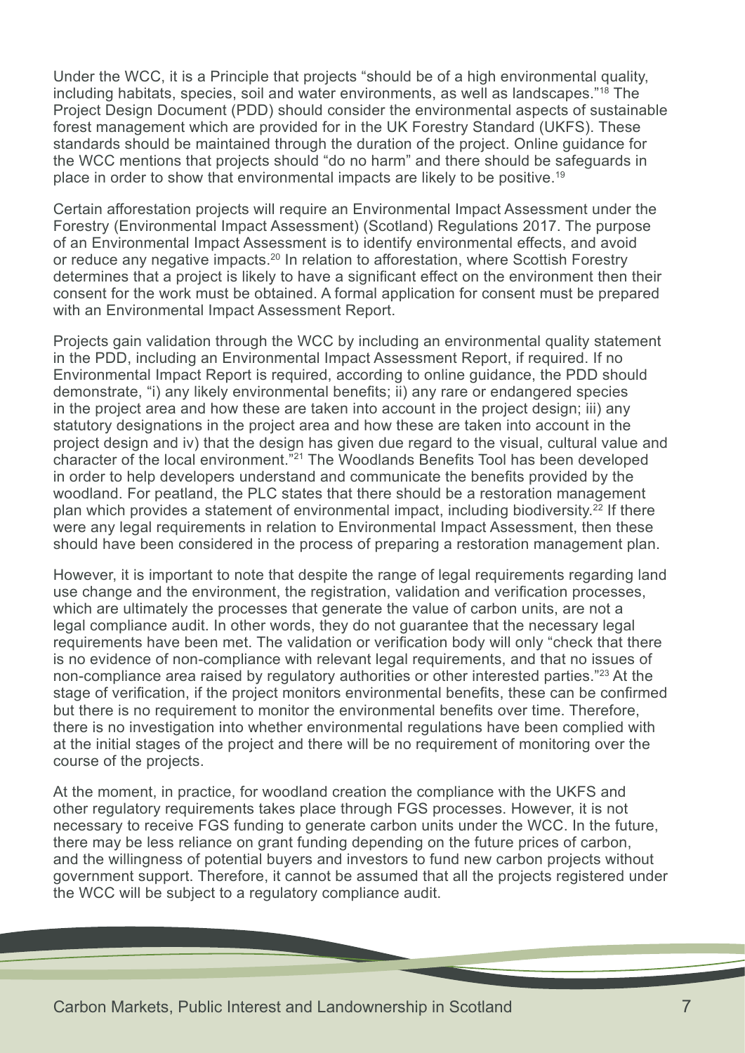Under the WCC, it is a Principle that projects "should be of a high environmental quality, including habitats, species, soil and water environments, as well as landscapes."[18] The Project Design Document (PDD) should consider the environmental aspects of sustainable forest management which are provided for in the UK Forestry Standard (UKFS). These standards should be maintained through the duration of the project. Online guidance for the WCC mentions that projects should "do no harm" and there should be safeguards in place in order to show that environmental impacts are likely to be positive.[19]

Certain afforestation projects will require an Environmental Impact Assessment under the Forestry (Environmental Impact Assessment) (Scotland) Regulations 2017. The purpose of an Environmental Impact Assessment is to identify environmental effects, and avoid or reduce any negative impacts.[20] In relation to afforestation, where Scottish Forestry determines that a project is likely to have a significant effect on the environment then their consent for the work must be obtained. A formal application for consent must be prepared with an Environmental Impact Assessment Report.

Projects gain validation through the WCC by including an environmental quality statement in the PDD, including an Environmental Impact Assessment Report, if required. If no Environmental Impact Report is required, according to online guidance, the PDD should demonstrate, "i) any likely environmental benefits; ii) any rare or endangered species in the project area and how these are taken into account in the project design; iii) any statutory designations in the project area and how these are taken into account in the project design and iv) that the design has given due regard to the visual, cultural value and character of the local environment."[21] The Woodlands Benefits Tool has been developed in order to help developers understand and communicate the benefits provided by the woodland. For peatland, the PLC states that there should be a restoration management plan which provides a statement of environmental impact, including biodiversity.[22] If there were any legal requirements in relation to Environmental Impact Assessment, then these should have been considered in the process of preparing a restoration management plan.

However, it is important to note that despite the range of legal requirements regarding land use change and the environment, the registration, validation and verification processes, which are ultimately the processes that generate the value of carbon units, are not a legal compliance audit. In other words, they do not guarantee that the necessary legal requirements have been met. The validation or verification body will only "check that there is no evidence of non-compliance with relevant legal requirements, and that no issues of non-compliance area raised by regulatory authorities or other interested parties."[23] At the stage of verification, if the project monitors environmental benefits, these can be confirmed but there is no requirement to monitor the environmental benefits over time. Therefore, there is no investigation into whether environmental regulations have been complied with at the initial stages of the project and there will be no requirement of monitoring over the course of the projects.

At the moment, in practice, for woodland creation the compliance with the UKFS and other regulatory requirements takes place through FGS processes. However, it is not necessary to receive FGS funding to generate carbon units under the WCC. In the future, there may be less reliance on grant funding depending on the future prices of carbon, and the willingness of potential buyers and investors to fund new carbon projects without government support. Therefore, it cannot be assumed that all the projects registered under the WCC will be subject to a regulatory compliance audit.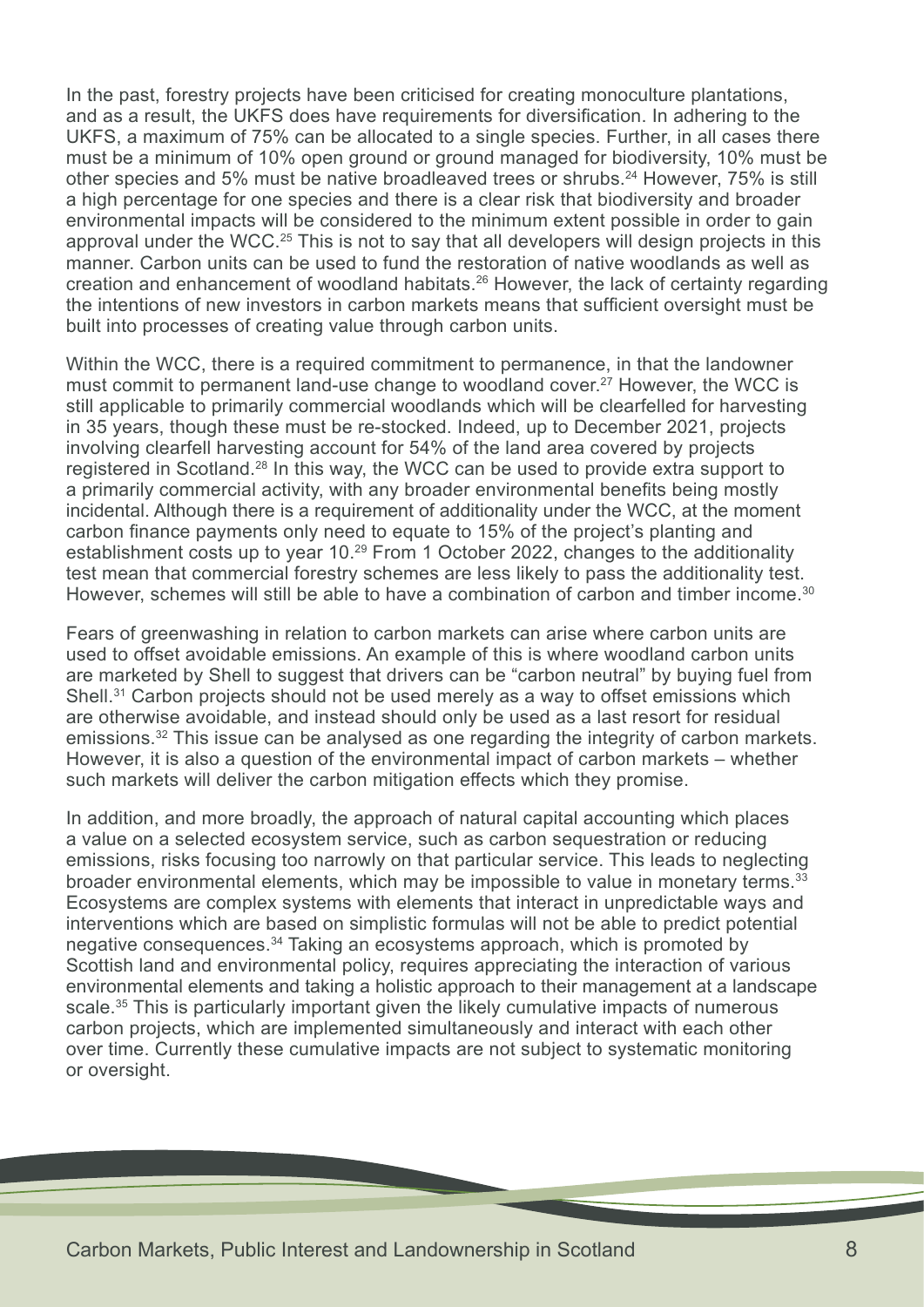In the past, forestry projects have been criticised for creating monoculture plantations, and as a result, the UKFS does have requirements for diversification. In adhering to the UKFS, a maximum of 75% can be allocated to a single species. Further, in all cases there must be a minimum of 10% open ground or ground managed for biodiversity, 10% must be other species and 5% must be native broadleaved trees or shrubs.[24] However, 75% is still a high percentage for one species and there is a clear risk that biodiversity and broader environmental impacts will be considered to the minimum extent possible in order to gain approval under the WCC.[25] This is not to say that all developers will design projects in this manner. Carbon units can be used to fund the restoration of native woodlands as well as creation and enhancement of woodland habitats.[26] However, the lack of certainty regarding the intentions of new investors in carbon markets means that sufficient oversight must be built into processes of creating value through carbon units.

Within the WCC, there is a required commitment to permanence, in that the landowner must commit to permanent land-use change to woodland cover.[27] However, the WCC is still applicable to primarily commercial woodlands which will be clearfelled for harvesting in 35 years, though these must be re-stocked. Indeed, up to December 2021, projects involving clearfell harvesting account for 54% of the land area covered by projects registered in Scotland.[28] In this way, the WCC can be used to provide extra support to a primarily commercial activity, with any broader environmental benefits being mostly incidental. Although there is a requirement of additionality under the WCC, at the moment carbon finance payments only need to equate to 15% of the project's planting and establishment costs up to year 10.[29] From 1 October 2022, changes to the additionality test mean that commercial forestry schemes are less likely to pass the additionality test. However, schemes will still be able to have a combination of carbon and timber income.[30]

Fears of greenwashing in relation to carbon markets can arise where carbon units are used to offset avoidable emissions. An example of this is where woodland carbon units are marketed by Shell to suggest that drivers can be "carbon neutral" by buying fuel from Shell.[31] Carbon projects should not be used merely as a way to offset emissions which are otherwise avoidable, and instead should only be used as a last resort for residual emissions.[32] This issue can be analysed as one regarding the integrity of carbon markets. However, it is also a question of the environmental impact of carbon markets – whether such markets will deliver the carbon mitigation effects which they promise.

In addition, and more broadly, the approach of natural capital accounting which places a value on a selected ecosystem service, such as carbon sequestration or reducing emissions, risks focusing too narrowly on that particular service. This leads to neglecting broader environmental elements, which may be impossible to value in monetary terms.[33] Ecosystems are complex systems with elements that interact in unpredictable ways and interventions which are based on simplistic formulas will not be able to predict potential negative consequences.[34] Taking an ecosystems approach, which is promoted by Scottish land and environmental policy, requires appreciating the interaction of various environmental elements and taking a holistic approach to their management at a landscape scale.[35] This is particularly important given the likely cumulative impacts of numerous carbon projects, which are implemented simultaneously and interact with each other over time. Currently these cumulative impacts are not subject to systematic monitoring or oversight.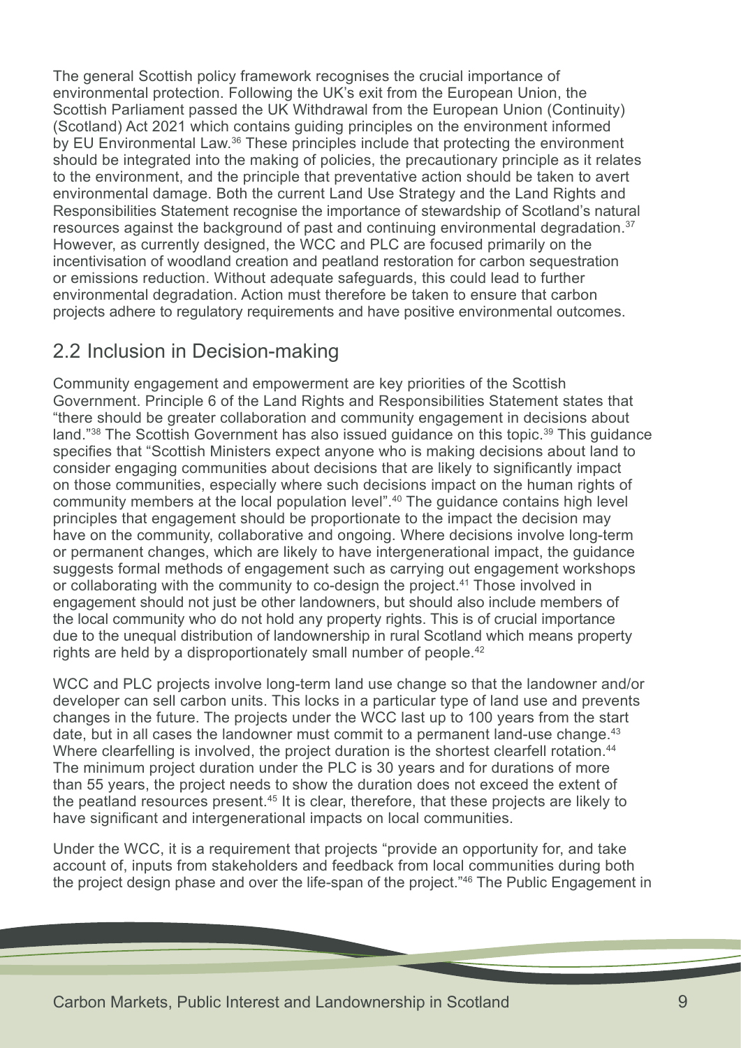The general Scottish policy framework recognises the crucial importance of environmental protection. Following the UK's exit from the European Union, the Scottish Parliament passed the UK Withdrawal from the European Union (Continuity) (Scotland) Act 2021 which contains guiding principles on the environment informed by EU Environmental Law.[36] These principles include that protecting the environment should be integrated into the making of policies, the precautionary principle as it relates to the environment, and the principle that preventative action should be taken to avert environmental damage. Both the current Land Use Strategy and the Land Rights and Responsibilities Statement recognise the importance of stewardship of Scotland's natural resources against the background of past and continuing environmental degradation.[37] However, as currently designed, the WCC and PLC are focused primarily on the incentivisation of woodland creation and peatland restoration for carbon sequestration or emissions reduction. Without adequate safeguards, this could lead to further environmental degradation. Action must therefore be taken to ensure that carbon projects adhere to regulatory requirements and have positive environmental outcomes.

## 2.2 Inclusion in Decision-making

Community engagement and empowerment are key priorities of the Scottish Government. Principle 6 of the Land Rights and Responsibilities Statement states that "there should be greater collaboration and community engagement in decisions about land."[38] The Scottish Government has also issued guidance on this topic.[39] This guidance specifies that "Scottish Ministers expect anyone who is making decisions about land to consider engaging communities about decisions that are likely to significantly impact on those communities, especially where such decisions impact on the human rights of community members at the local population level".[40] The guidance contains high level principles that engagement should be proportionate to the impact the decision may have on the community, collaborative and ongoing. Where decisions involve long-term or permanent changes, which are likely to have intergenerational impact, the guidance suggests formal methods of engagement such as carrying out engagement workshops or collaborating with the community to co-design the project.[41] Those involved in engagement should not just be other landowners, but should also include members of the local community who do not hold any property rights. This is of crucial importance due to the unequal distribution of landownership in rural Scotland which means property rights are held by a disproportionately small number of people.[42]

WCC and PLC projects involve long-term land use change so that the landowner and/or developer can sell carbon units. This locks in a particular type of land use and prevents changes in the future. The projects under the WCC last up to 100 years from the start date, but in all cases the landowner must commit to a permanent land-use change.[43] Where clearfelling is involved, the project duration is the shortest clearfell rotation.[44] The minimum project duration under the PLC is 30 years and for durations of more than 55 years, the project needs to show the duration does not exceed the extent of the peatland resources present.[45] It is clear, therefore, that these projects are likely to have significant and intergenerational impacts on local communities.

Under the WCC, it is a requirement that projects "provide an opportunity for, and take account of, inputs from stakeholders and feedback from local communities during both the project design phase and over the life-span of the project."[46] The Public Engagement in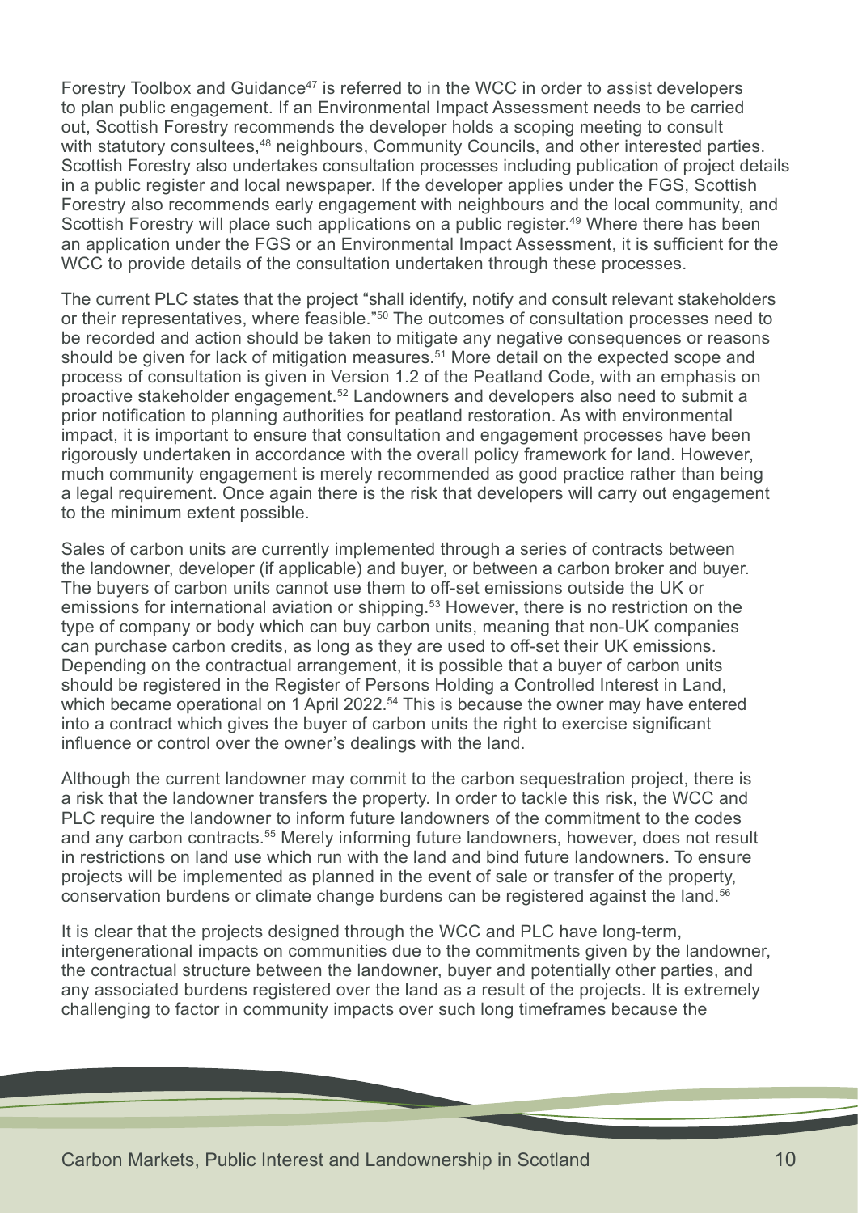Forestry Toolbox and Guidance[47] is referred to in the WCC in order to assist developers to plan public engagement. If an Environmental Impact Assessment needs to be carried out, Scottish Forestry recommends the developer holds a scoping meeting to consult with statutory consultees,[48] neighbours, Community Councils, and other interested parties. Scottish Forestry also undertakes consultation processes including publication of project details in a public register and local newspaper. If the developer applies under the FGS, Scottish Forestry also recommends early engagement with neighbours and the local community, and Scottish Forestry will place such applications on a public register.[49] Where there has been an application under the FGS or an Environmental Impact Assessment, it is sufficient for the WCC to provide details of the consultation undertaken through these processes.

The current PLC states that the project "shall identify, notify and consult relevant stakeholders or their representatives, where feasible."[50] The outcomes of consultation processes need to be recorded and action should be taken to mitigate any negative consequences or reasons should be given for lack of mitigation measures.[51] More detail on the expected scope and process of consultation is given in Version 1.2 of the Peatland Code, with an emphasis on proactive stakeholder engagement.[52] Landowners and developers also need to submit a prior notification to planning authorities for peatland restoration. As with environmental impact, it is important to ensure that consultation and engagement processes have been rigorously undertaken in accordance with the overall policy framework for land. However, much community engagement is merely recommended as good practice rather than being a legal requirement. Once again there is the risk that developers will carry out engagement to the minimum extent possible.

Sales of carbon units are currently implemented through a series of contracts between the landowner, developer (if applicable) and buyer, or between a carbon broker and buyer. The buyers of carbon units cannot use them to off-set emissions outside the UK or emissions for international aviation or shipping.[53] However, there is no restriction on the type of company or body which can buy carbon units, meaning that non-UK companies can purchase carbon credits, as long as they are used to off-set their UK emissions. Depending on the contractual arrangement, it is possible that a buyer of carbon units should be registered in the Register of Persons Holding a Controlled Interest in Land, which became operational on 1 April 2022.[54] This is because the owner may have entered into a contract which gives the buyer of carbon units the right to exercise significant influence or control over the owner's dealings with the land.

Although the current landowner may commit to the carbon sequestration project, there is a risk that the landowner transfers the property. In order to tackle this risk, the WCC and PLC require the landowner to inform future landowners of the commitment to the codes and any carbon contracts.[55] Merely informing future landowners, however, does not result in restrictions on land use which run with the land and bind future landowners. To ensure projects will be implemented as planned in the event of sale or transfer of the property, conservation burdens or climate change burdens can be registered against the land.[56]

It is clear that the projects designed through the WCC and PLC have long-term, intergenerational impacts on communities due to the commitments given by the landowner, the contractual structure between the landowner, buyer and potentially other parties, and any associated burdens registered over the land as a result of the projects. It is extremely challenging to factor in community impacts over such long timeframes because the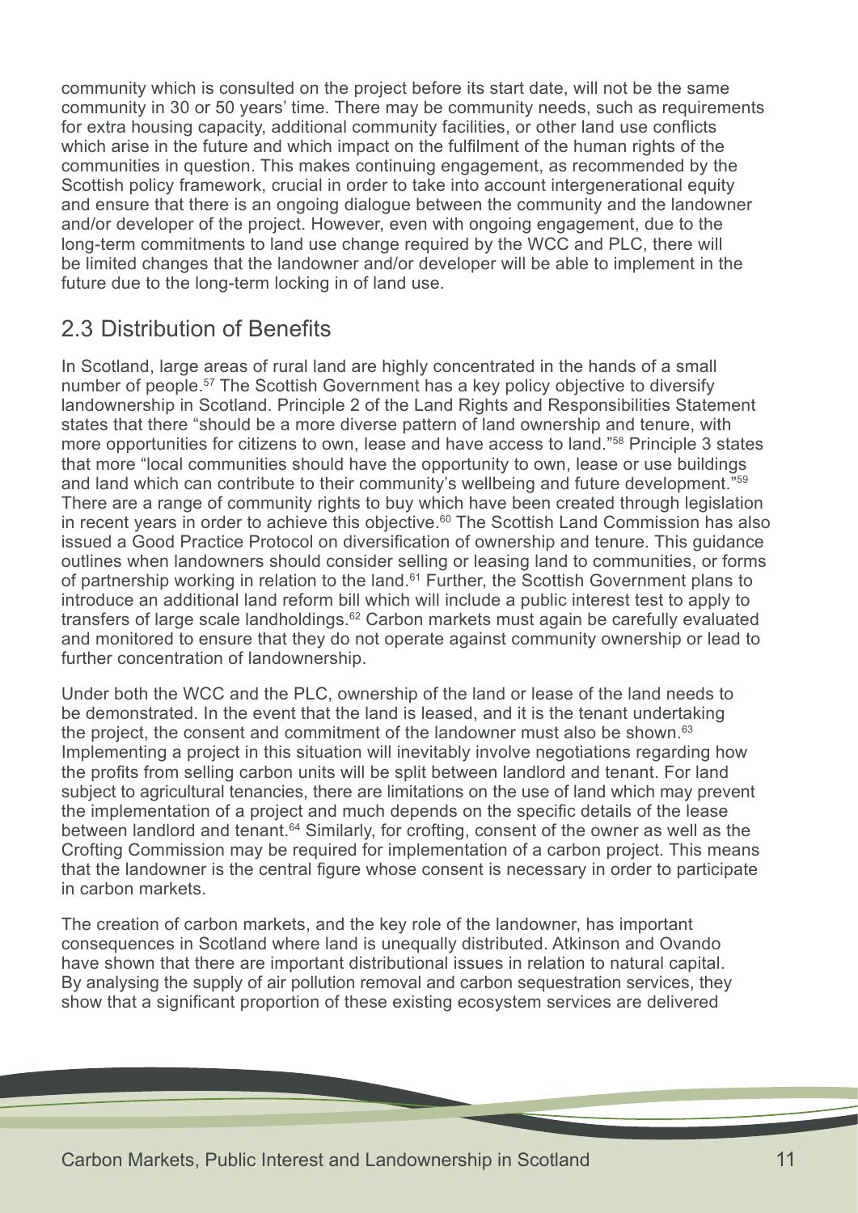community which is consulted on the project before its start date, will not be the same community in 30 or 50 years' time. There may be community needs, such as requirements for extra housing capacity, additional community facilities, or other land use conflicts which arise in the future and which impact on the fulfilment of the human rights of the communities in question. This makes continuing engagement, as recommended by the Scottish policy framework, crucial in order to take into account intergenerational equity and ensure that there is an ongoing dialogue between the community and the landowner and/or developer of the project. However, even with ongoing engagement, due to the long-term commitments to land use change required by the WCC and PLC, there will be limited changes that the landowner and/or developer will be able to implement in the future due to the long-term locking in of land use.

## 2.3 Distribution of Benefits

In Scotland, large areas of rural land are highly concentrated in the hands of a small number of people.[57] The Scottish Government has a key policy objective to diversify landownership in Scotland. Principle 2 of the Land Rights and Responsibilities Statement states that there "should be a more diverse pattern of land ownership and tenure, with more opportunities for citizens to own, lease and have access to land."[58] Principle 3 states that more "local communities should have the opportunity to own, lease or use buildings and land which can contribute to their community's wellbeing and future development."[59] There are a range of community rights to buy which have been created through legislation in recent years in order to achieve this objective.[60] The Scottish Land Commission has also issued a Good Practice Protocol on diversification of ownership and tenure. This guidance outlines when landowners should consider selling or leasing land to communities, or forms of partnership working in relation to the land.[61] Further, the Scottish Government plans to introduce an additional land reform bill which will include a public interest test to apply to transfers of large scale landholdings.[62] Carbon markets must again be carefully evaluated and monitored to ensure that they do not operate against community ownership or lead to further concentration of landownership.

Under both the WCC and the PLC, ownership of the land or lease of the land needs to be demonstrated. In the event that the land is leased, and it is the tenant undertaking the project, the consent and commitment of the landowner must also be shown.[63] Implementing a project in this situation will inevitably involve negotiations regarding how the profits from selling carbon units will be split between landlord and tenant. For land subject to agricultural tenancies, there are limitations on the use of land which may prevent the implementation of a project and much depends on the specific details of the lease between landlord and tenant.[64] Similarly, for crofting, consent of the owner as well as the Crofting Commission may be required for implementation of a carbon project. This means that the landowner is the central figure whose consent is necessary in order to participate in carbon markets.

The creation of carbon markets, and the key role of the landowner, has important consequences in Scotland where land is unequally distributed. Atkinson and Ovando have shown that there are important distributional issues in relation to natural capital. By analysing the supply of air pollution removal and carbon sequestration services, they show that a significant proportion of these existing ecosystem services are delivered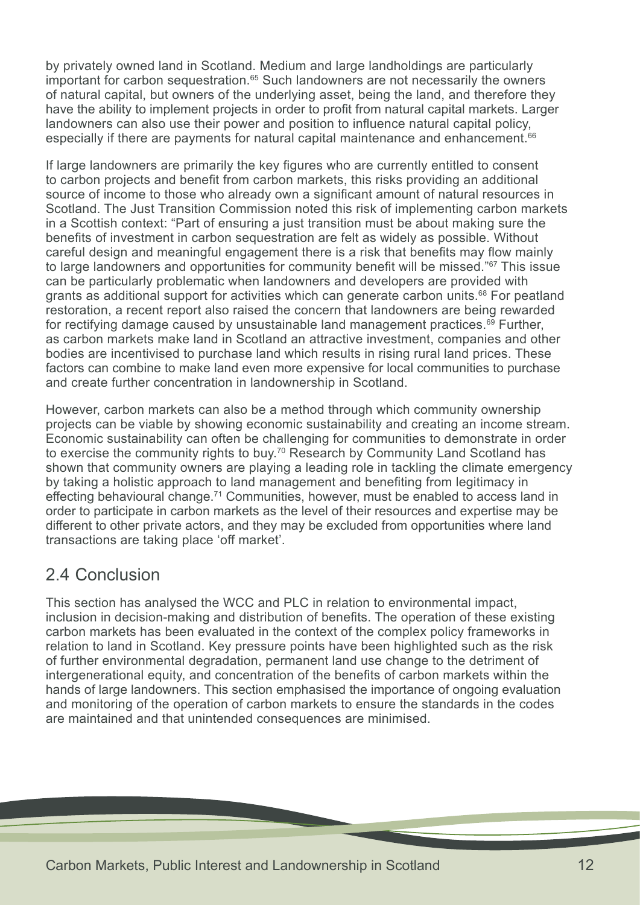by privately owned land in Scotland. Medium and large landholdings are particularly important for carbon sequestration.[65] Such landowners are not necessarily the owners of natural capital, but owners of the underlying asset, being the land, and therefore they have the ability to implement projects in order to profit from natural capital markets. Larger landowners can also use their power and position to influence natural capital policy, especially if there are payments for natural capital maintenance and enhancement.[66]

If large landowners are primarily the key figures who are currently entitled to consent to carbon projects and benefit from carbon markets, this risks providing an additional source of income to those who already own a significant amount of natural resources in Scotland. The Just Transition Commission noted this risk of implementing carbon markets in a Scottish context: "Part of ensuring a just transition must be about making sure the benefits of investment in carbon sequestration are felt as widely as possible. Without careful design and meaningful engagement there is a risk that benefits may flow mainly to large landowners and opportunities for community benefit will be missed."[67] This issue can be particularly problematic when landowners and developers are provided with grants as additional support for activities which can generate carbon units.[68] For peatland restoration, a recent report also raised the concern that landowners are being rewarded for rectifying damage caused by unsustainable land management practices.[69] Further, as carbon markets make land in Scotland an attractive investment, companies and other bodies are incentivised to purchase land which results in rising rural land prices. These factors can combine to make land even more expensive for local communities to purchase and create further concentration in landownership in Scotland.

However, carbon markets can also be a method through which community ownership projects can be viable by showing economic sustainability and creating an income stream. Economic sustainability can often be challenging for communities to demonstrate in order to exercise the community rights to buy.[70] Research by Community Land Scotland has shown that community owners are playing a leading role in tackling the climate emergency by taking a holistic approach to land management and benefiting from legitimacy in effecting behavioural change.[71] Communities, however, must be enabled to access land in order to participate in carbon markets as the level of their resources and expertise may be different to other private actors, and they may be excluded from opportunities where land transactions are taking place 'off market'.

## 2.4 Conclusion

This section has analysed the WCC and PLC in relation to environmental impact, inclusion in decision-making and distribution of benefits. The operation of these existing carbon markets has been evaluated in the context of the complex policy frameworks in relation to land in Scotland. Key pressure points have been highlighted such as the risk of further environmental degradation, permanent land use change to the detriment of intergenerational equity, and concentration of the benefits of carbon markets within the hands of large landowners. This section emphasised the importance of ongoing evaluation and monitoring of the operation of carbon markets to ensure the standards in the codes are maintained and that unintended consequences are minimised.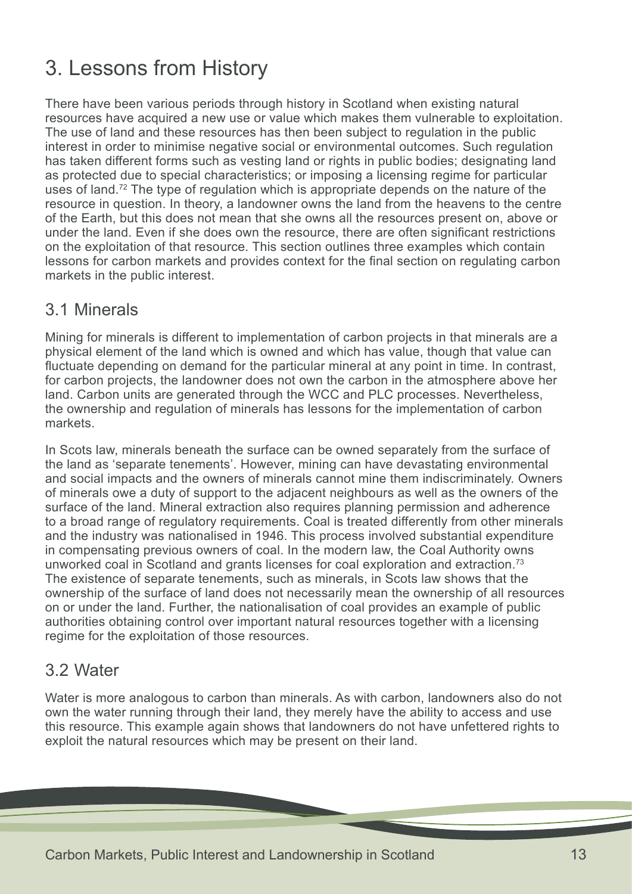# 3. Lessons from History

There have been various periods through history in Scotland when existing natural resources have acquired a new use or value which makes them vulnerable to exploitation. The use of land and these resources has then been subject to regulation in the public interest in order to minimise negative social or environmental outcomes. Such regulation has taken different forms such as vesting land or rights in public bodies; designating land as protected due to special characteristics; or imposing a licensing regime for particular uses of land.[72] The type of regulation which is appropriate depends on the nature of the resource in question. In theory, a landowner owns the land from the heavens to the centre of the Earth, but this does not mean that she owns all the resources present on, above or under the land. Even if she does own the resource, there are often significant restrictions on the exploitation of that resource. This section outlines three examples which contain lessons for carbon markets and provides context for the final section on regulating carbon markets in the public interest.

## 3.1 Minerals

Mining for minerals is different to implementation of carbon projects in that minerals are a physical element of the land which is owned and which has value, though that value can fluctuate depending on demand for the particular mineral at any point in time. In contrast, for carbon projects, the landowner does not own the carbon in the atmosphere above her land. Carbon units are generated through the WCC and PLC processes. Nevertheless, the ownership and regulation of minerals has lessons for the implementation of carbon markets.

In Scots law, minerals beneath the surface can be owned separately from the surface of the land as 'separate tenements'. However, mining can have devastating environmental and social impacts and the owners of minerals cannot mine them indiscriminately. Owners of minerals owe a duty of support to the adjacent neighbours as well as the owners of the surface of the land. Mineral extraction also requires planning permission and adherence to a broad range of regulatory requirements. Coal is treated differently from other minerals and the industry was nationalised in 1946. This process involved substantial expenditure in compensating previous owners of coal. In the modern law, the Coal Authority owns unworked coal in Scotland and grants licenses for coal exploration and extraction.[73] The existence of separate tenements, such as minerals, in Scots law shows that the ownership of the surface of land does not necessarily mean the ownership of all resources on or under the land. Further, the nationalisation of coal provides an example of public authorities obtaining control over important natural resources together with a licensing regime for the exploitation of those resources.

## 3.2 Water

Water is more analogous to carbon than minerals. As with carbon, landowners also do not own the water running through their land, they merely have the ability to access and use this resource. This example again shows that landowners do not have unfettered rights to exploit the natural resources which may be present on their land.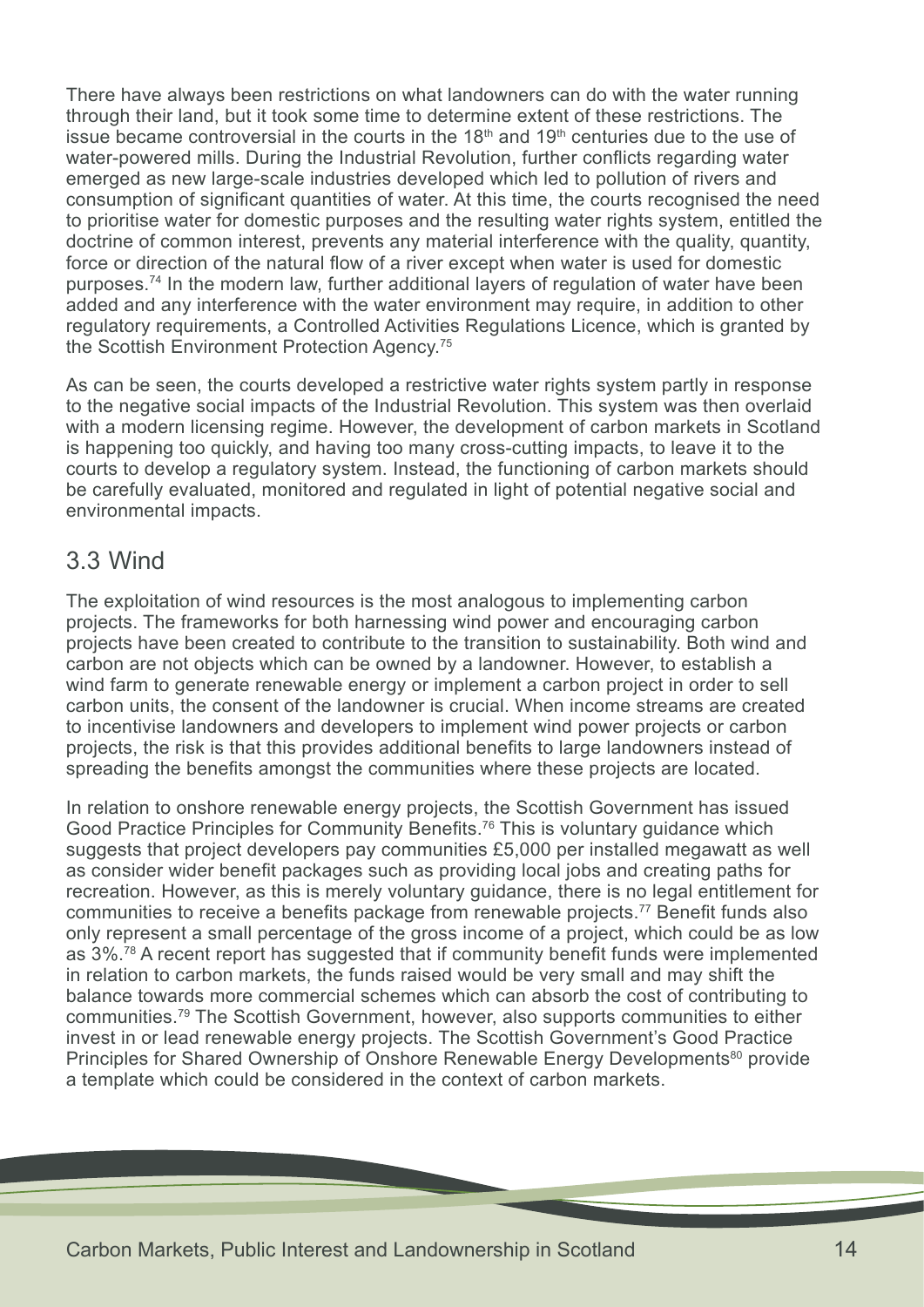There have always been restrictions on what landowners can do with the water running through their land, but it took some time to determine extent of these restrictions. The issue became controversial in the courts in the 18th and 19th centuries due to the use of water-powered mills. During the Industrial Revolution, further conflicts regarding water emerged as new large-scale industries developed which led to pollution of rivers and consumption of significant quantities of water. At this time, the courts recognised the need to prioritise water for domestic purposes and the resulting water rights system, entitled the doctrine of common interest, prevents any material interference with the quality, quantity, force or direction of the natural flow of a river except when water is used for domestic purposes.[74] In the modern law, further additional layers of regulation of water have been added and any interference with the water environment may require, in addition to other regulatory requirements, a Controlled Activities Regulations Licence, which is granted by the Scottish Environment Protection Agency.[75]

As can be seen, the courts developed a restrictive water rights system partly in response to the negative social impacts of the Industrial Revolution. This system was then overlaid with a modern licensing regime. However, the development of carbon markets in Scotland is happening too quickly, and having too many cross-cutting impacts, to leave it to the courts to develop a regulatory system. Instead, the functioning of carbon markets should be carefully evaluated, monitored and regulated in light of potential negative social and environmental impacts.

## 3.3 Wind

The exploitation of wind resources is the most analogous to implementing carbon projects. The frameworks for both harnessing wind power and encouraging carbon projects have been created to contribute to the transition to sustainability. Both wind and carbon are not objects which can be owned by a landowner. However, to establish a wind farm to generate renewable energy or implement a carbon project in order to sell carbon units, the consent of the landowner is crucial. When income streams are created to incentivise landowners and developers to implement wind power projects or carbon projects, the risk is that this provides additional benefits to large landowners instead of spreading the benefits amongst the communities where these projects are located.

In relation to onshore renewable energy projects, the Scottish Government has issued Good Practice Principles for Community Benefits.[76] This is voluntary guidance which suggests that project developers pay communities £5,000 per installed megawatt as well as consider wider benefit packages such as providing local jobs and creating paths for recreation. However, as this is merely voluntary guidance, there is no legal entitlement for communities to receive a benefits package from renewable projects.[77] Benefit funds also only represent a small percentage of the gross income of a project, which could be as low as 3%.[78] A recent report has suggested that if community benefit funds were implemented in relation to carbon markets, the funds raised would be very small and may shift the balance towards more commercial schemes which can absorb the cost of contributing to communities.[79] The Scottish Government, however, also supports communities to either invest in or lead renewable energy projects. The Scottish Government's Good Practice Principles for Shared Ownership of Onshore Renewable Energy Developments[80] provide a template which could be considered in the context of carbon markets.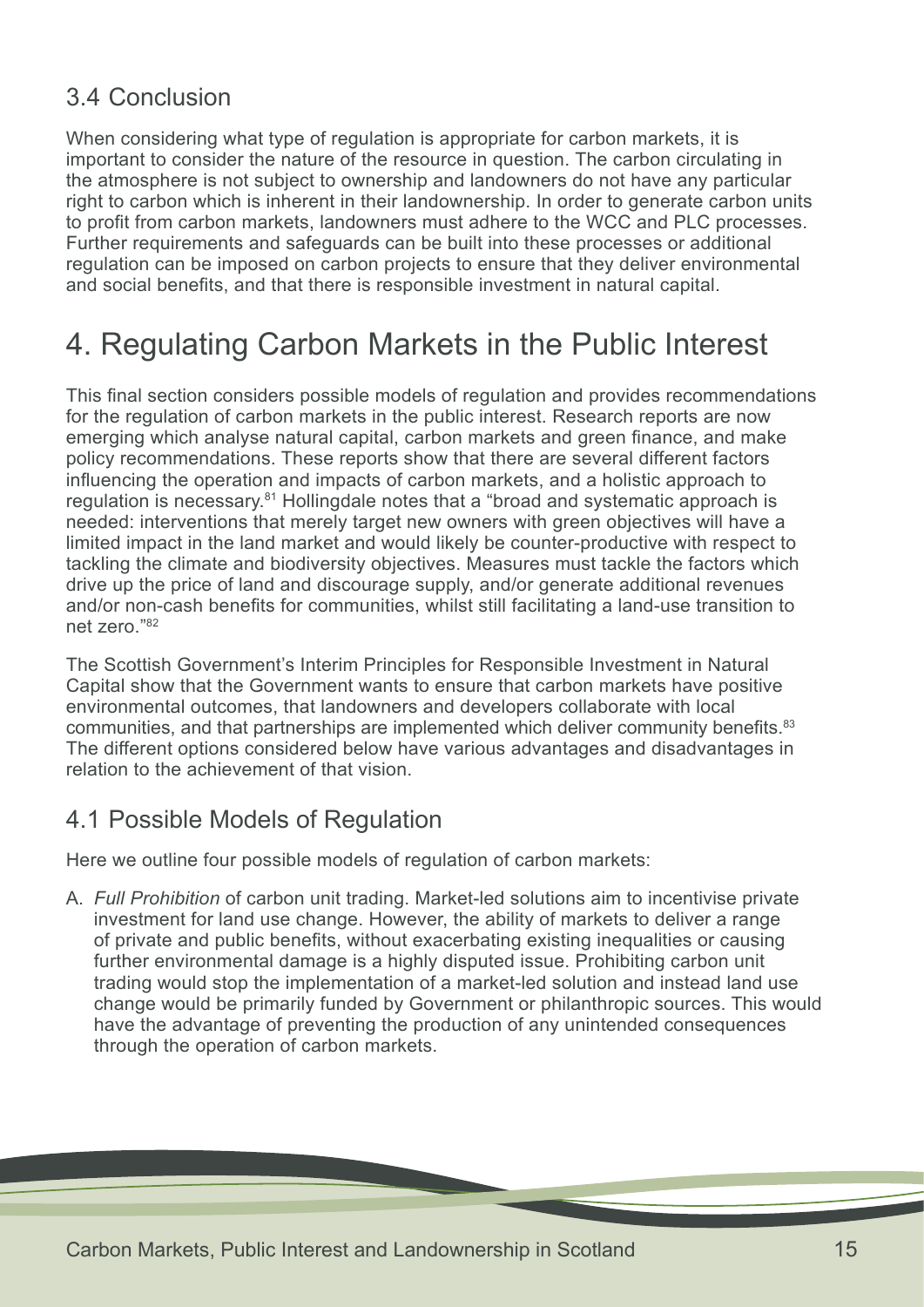## 3.4 Conclusion

When considering what type of regulation is appropriate for carbon markets, it is important to consider the nature of the resource in question. The carbon circulating in the atmosphere is not subject to ownership and landowners do not have any particular right to carbon which is inherent in their landownership. In order to generate carbon units to profit from carbon markets, landowners must adhere to the WCC and PLC processes. Further requirements and safeguards can be built into these processes or additional regulation can be imposed on carbon projects to ensure that they deliver environmental and social benefits, and that there is responsible investment in natural capital.

# 4. Regulating Carbon Markets in the Public Interest

This final section considers possible models of regulation and provides recommendations for the regulation of carbon markets in the public interest. Research reports are now emerging which analyse natural capital, carbon markets and green finance, and make policy recommendations. These reports show that there are several different factors influencing the operation and impacts of carbon markets, and a holistic approach to regulation is necessary.[81] Hollingdale notes that a "broad and systematic approach is needed: interventions that merely target new owners with green objectives will have a limited impact in the land market and would likely be counter-productive with respect to tackling the climate and biodiversity objectives. Measures must tackle the factors which drive up the price of land and discourage supply, and/or generate additional revenues and/or non-cash benefits for communities, whilst still facilitating a land-use transition to net zero."[82]

The Scottish Government's Interim Principles for Responsible Investment in Natural Capital show that the Government wants to ensure that carbon markets have positive environmental outcomes, that landowners and developers collaborate with local communities, and that partnerships are implemented which deliver community benefits.[83] The different options considered below have various advantages and disadvantages in relation to the achievement of that vision.

## 4.1 Possible Models of Regulation

Here we outline four possible models of regulation of carbon markets:

A. *Full Prohibition* of carbon unit trading. Market-led solutions aim to incentivise private investment for land use change. However, the ability of markets to deliver a range of private and public benefits, without exacerbating existing inequalities or causing further environmental damage is a highly disputed issue. Prohibiting carbon unit trading would stop the implementation of a market-led solution and instead land use change would be primarily funded by Government or philanthropic sources. This would have the advantage of preventing the production of any unintended consequences through the operation of carbon markets.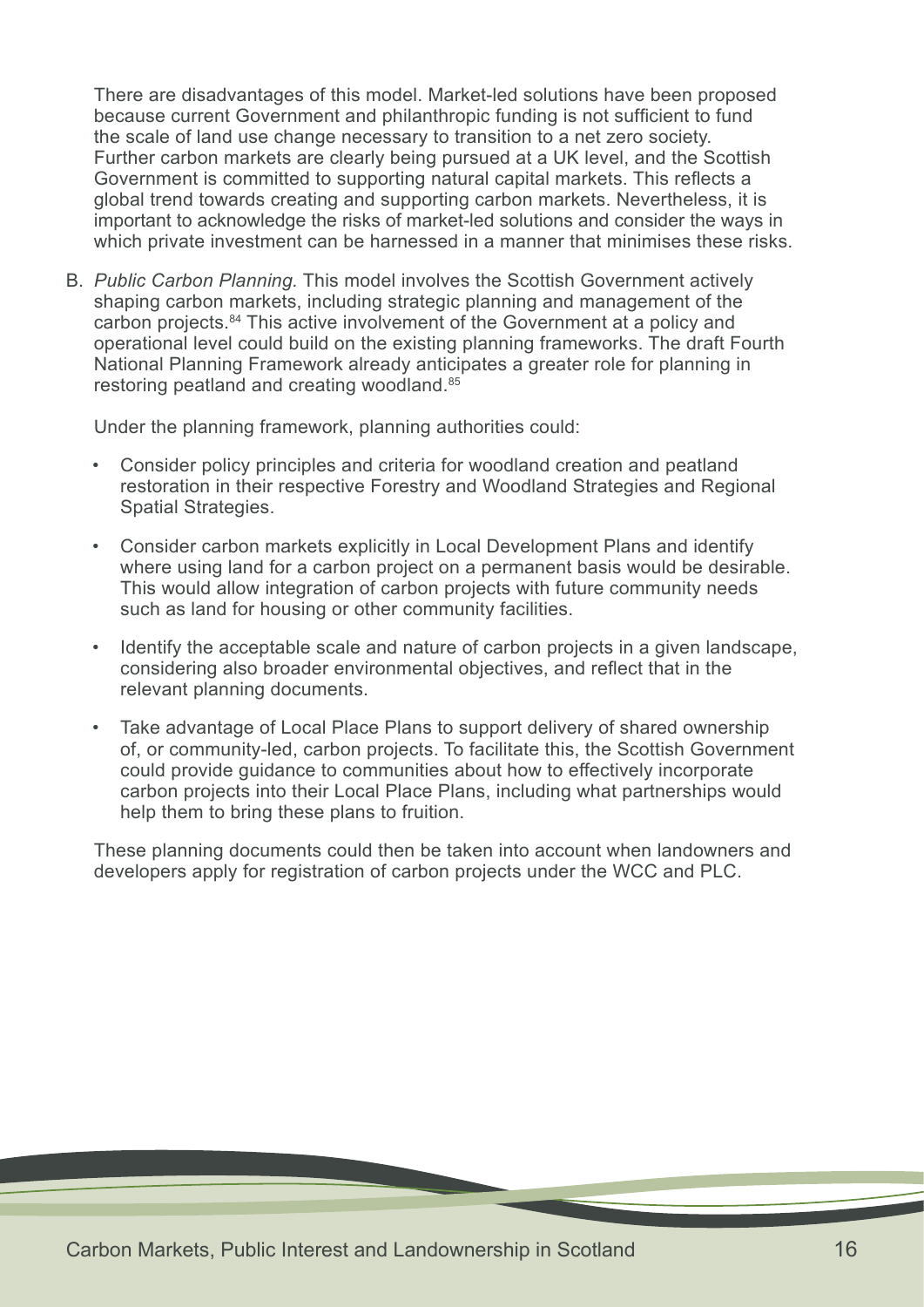There are disadvantages of this model. Market-led solutions have been proposed because current Government and philanthropic funding is not sufficient to fund the scale of land use change necessary to transition to a net zero society. Further carbon markets are clearly being pursued at a UK level, and the Scottish Government is committed to supporting natural capital markets. This reflects a global trend towards creating and supporting carbon markets. Nevertheless, it is important to acknowledge the risks of market-led solutions and consider the ways in which private investment can be harnessed in a manner that minimises these risks.

B. *Public Carbon Planning.* This model involves the Scottish Government actively shaping carbon markets, including strategic planning and management of the carbon projects.[84] This active involvement of the Government at a policy and operational level could build on the existing planning frameworks. The draft Fourth National Planning Framework already anticipates a greater role for planning in restoring peatland and creating woodland.[85]

   Under the planning framework, planning authorities could:

   - Consider policy principles and criteria for woodland creation and peatland restoration in their respective Forestry and Woodland Strategies and Regional Spatial Strategies.
   - Consider carbon markets explicitly in Local Development Plans and identify where using land for a carbon project on a permanent basis would be desirable. This would allow integration of carbon projects with future community needs such as land for housing or other community facilities.
   - Identify the acceptable scale and nature of carbon projects in a given landscape, considering also broader environmental objectives, and reflect that in the relevant planning documents.
   - Take advantage of Local Place Plans to support delivery of shared ownership of, or community-led, carbon projects. To facilitate this, the Scottish Government could provide guidance to communities about how to effectively incorporate carbon projects into their Local Place Plans, including what partnerships would help them to bring these plans to fruition.

   These planning documents could then be taken into account when landowners and developers apply for registration of carbon projects under the WCC and PLC.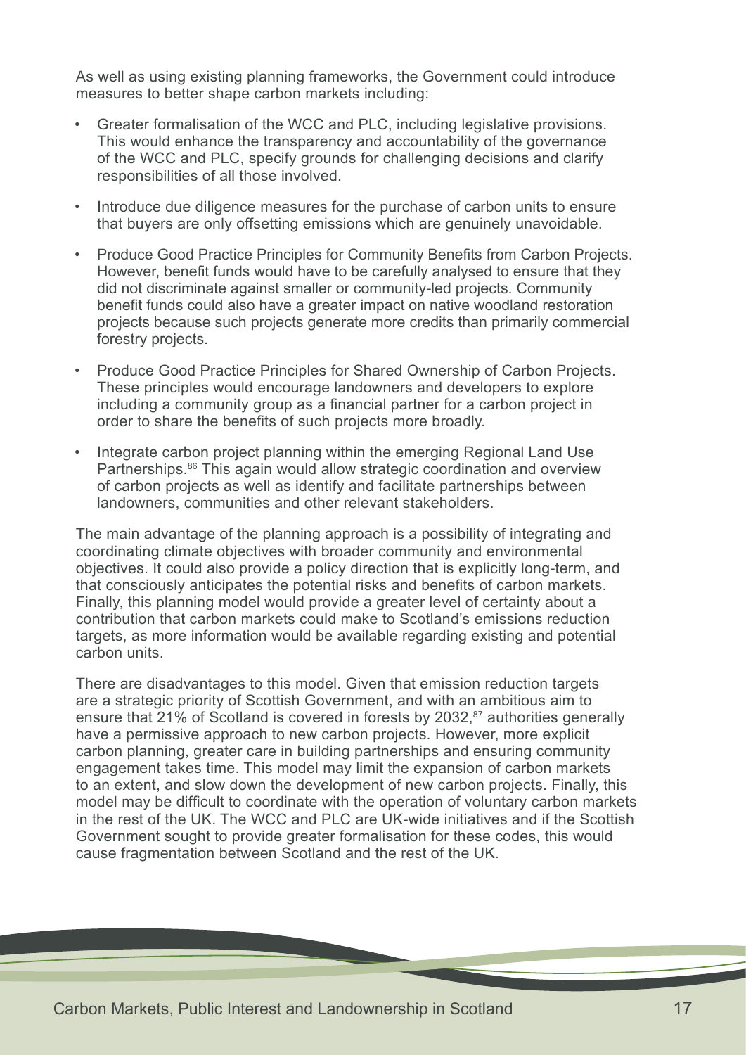As well as using existing planning frameworks, the Government could introduce measures to better shape carbon markets including:

- Greater formalisation of the WCC and PLC, including legislative provisions. This would enhance the transparency and accountability of the governance of the WCC and PLC, specify grounds for challenging decisions and clarify responsibilities of all those involved.
- Introduce due diligence measures for the purchase of carbon units to ensure that buyers are only offsetting emissions which are genuinely unavoidable.
- Produce Good Practice Principles for Community Benefits from Carbon Projects. However, benefit funds would have to be carefully analysed to ensure that they did not discriminate against smaller or community-led projects. Community benefit funds could also have a greater impact on native woodland restoration projects because such projects generate more credits than primarily commercial forestry projects.
- Produce Good Practice Principles for Shared Ownership of Carbon Projects. These principles would encourage landowners and developers to explore including a community group as a financial partner for a carbon project in order to share the benefits of such projects more broadly.
- Integrate carbon project planning within the emerging Regional Land Use Partnerships.[86] This again would allow strategic coordination and overview of carbon projects as well as identify and facilitate partnerships between landowners, communities and other relevant stakeholders.

The main advantage of the planning approach is a possibility of integrating and coordinating climate objectives with broader community and environmental objectives. It could also provide a policy direction that is explicitly long-term, and that consciously anticipates the potential risks and benefits of carbon markets. Finally, this planning model would provide a greater level of certainty about a contribution that carbon markets could make to Scotland's emissions reduction targets, as more information would be available regarding existing and potential carbon units.

There are disadvantages to this model. Given that emission reduction targets are a strategic priority of Scottish Government, and with an ambitious aim to ensure that 21% of Scotland is covered in forests by 2032,[87] authorities generally have a permissive approach to new carbon projects. However, more explicit carbon planning, greater care in building partnerships and ensuring community engagement takes time. This model may limit the expansion of carbon markets to an extent, and slow down the development of new carbon projects. Finally, this model may be difficult to coordinate with the operation of voluntary carbon markets in the rest of the UK. The WCC and PLC are UK-wide initiatives and if the Scottish Government sought to provide greater formalisation for these codes, this would cause fragmentation between Scotland and the rest of the UK.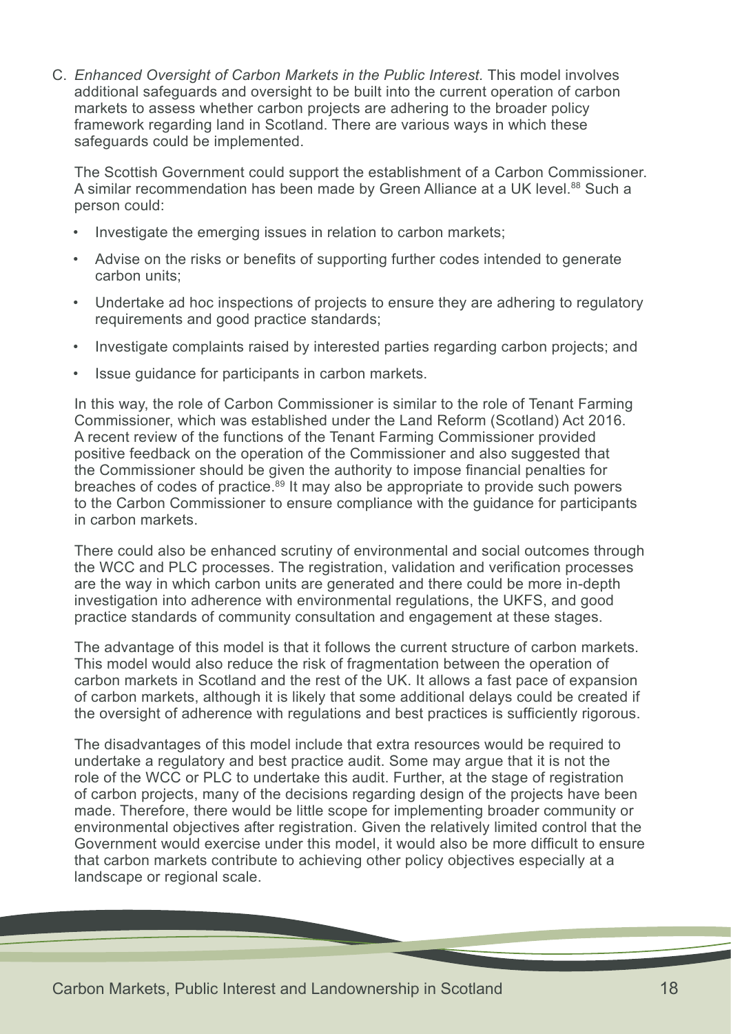C. *Enhanced Oversight of Carbon Markets in the Public Interest.* This model involves additional safeguards and oversight to be built into the current operation of carbon markets to assess whether carbon projects are adhering to the broader policy framework regarding land in Scotland. There are various ways in which these safeguards could be implemented.

The Scottish Government could support the establishment of a Carbon Commissioner. A similar recommendation has been made by Green Alliance at a UK level.[88] Such a person could:

- Investigate the emerging issues in relation to carbon markets;
- Advise on the risks or benefits of supporting further codes intended to generate carbon units;
- Undertake ad hoc inspections of projects to ensure they are adhering to regulatory requirements and good practice standards;
- Investigate complaints raised by interested parties regarding carbon projects; and
- Issue guidance for participants in carbon markets.

In this way, the role of Carbon Commissioner is similar to the role of Tenant Farming Commissioner, which was established under the Land Reform (Scotland) Act 2016. A recent review of the functions of the Tenant Farming Commissioner provided positive feedback on the operation of the Commissioner and also suggested that the Commissioner should be given the authority to impose financial penalties for breaches of codes of practice.[89] It may also be appropriate to provide such powers to the Carbon Commissioner to ensure compliance with the guidance for participants in carbon markets.

There could also be enhanced scrutiny of environmental and social outcomes through the WCC and PLC processes. The registration, validation and verification processes are the way in which carbon units are generated and there could be more in-depth investigation into adherence with environmental regulations, the UKFS, and good practice standards of community consultation and engagement at these stages.

The advantage of this model is that it follows the current structure of carbon markets. This model would also reduce the risk of fragmentation between the operation of carbon markets in Scotland and the rest of the UK. It allows a fast pace of expansion of carbon markets, although it is likely that some additional delays could be created if the oversight of adherence with regulations and best practices is sufficiently rigorous.

The disadvantages of this model include that extra resources would be required to undertake a regulatory and best practice audit. Some may argue that it is not the role of the WCC or PLC to undertake this audit. Further, at the stage of registration of carbon projects, many of the decisions regarding design of the projects have been made. Therefore, there would be little scope for implementing broader community or environmental objectives after registration. Given the relatively limited control that the Government would exercise under this model, it would also be more difficult to ensure that carbon markets contribute to achieving other policy objectives especially at a landscape or regional scale.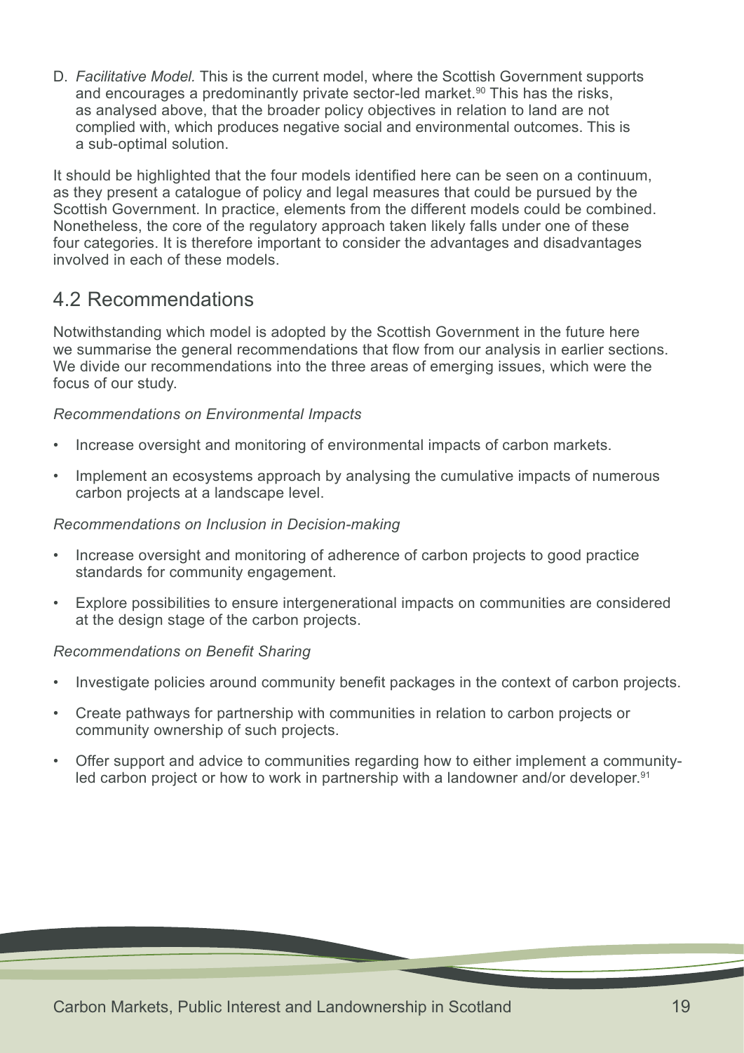D. *Facilitative Model.* This is the current model, where the Scottish Government supports and encourages a predominantly private sector-led market.[90] This has the risks, as analysed above, that the broader policy objectives in relation to land are not complied with, which produces negative social and environmental outcomes. This is a sub-optimal solution.

It should be highlighted that the four models identified here can be seen on a continuum, as they present a catalogue of policy and legal measures that could be pursued by the Scottish Government. In practice, elements from the different models could be combined. Nonetheless, the core of the regulatory approach taken likely falls under one of these four categories. It is therefore important to consider the advantages and disadvantages involved in each of these models.

## 4.2 Recommendations

Notwithstanding which model is adopted by the Scottish Government in the future here we summarise the general recommendations that flow from our analysis in earlier sections. We divide our recommendations into the three areas of emerging issues, which were the focus of our study.

*Recommendations on Environmental Impacts*

- Increase oversight and monitoring of environmental impacts of carbon markets.
- Implement an ecosystems approach by analysing the cumulative impacts of numerous carbon projects at a landscape level.

*Recommendations on Inclusion in Decision-making*

- Increase oversight and monitoring of adherence of carbon projects to good practice standards for community engagement.
- Explore possibilities to ensure intergenerational impacts on communities are considered at the design stage of the carbon projects.

*Recommendations on Benefit Sharing*

- Investigate policies around community benefit packages in the context of carbon projects.
- Create pathways for partnership with communities in relation to carbon projects or community ownership of such projects.
- Offer support and advice to communities regarding how to either implement a community-led carbon project or how to work in partnership with a landowner and/or developer.[91]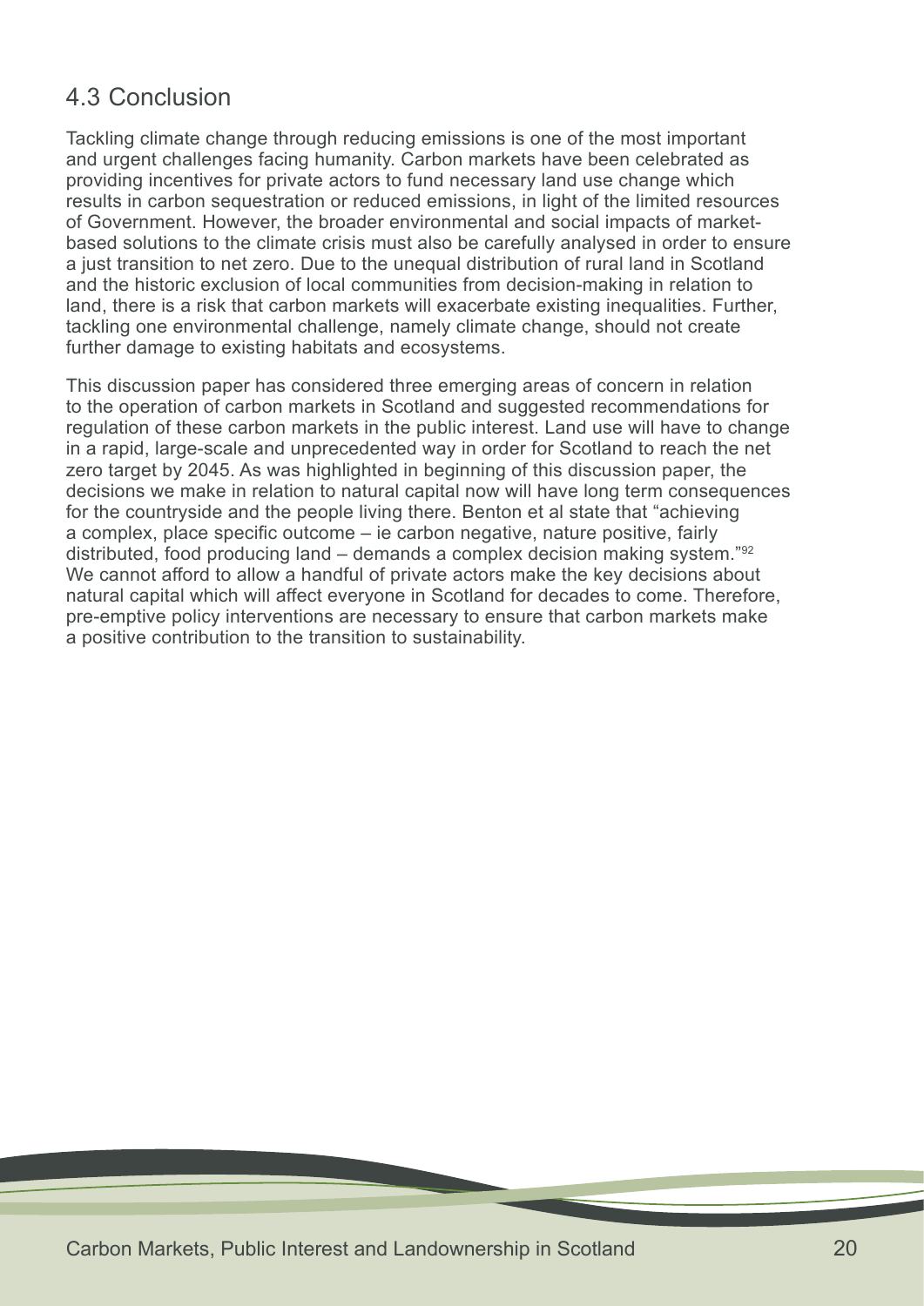## 4.3 Conclusion

Tackling climate change through reducing emissions is one of the most important and urgent challenges facing humanity. Carbon markets have been celebrated as providing incentives for private actors to fund necessary land use change which results in carbon sequestration or reduced emissions, in light of the limited resources of Government. However, the broader environmental and social impacts of market-based solutions to the climate crisis must also be carefully analysed in order to ensure a just transition to net zero. Due to the unequal distribution of rural land in Scotland and the historic exclusion of local communities from decision-making in relation to land, there is a risk that carbon markets will exacerbate existing inequalities. Further, tackling one environmental challenge, namely climate change, should not create further damage to existing habitats and ecosystems.

This discussion paper has considered three emerging areas of concern in relation to the operation of carbon markets in Scotland and suggested recommendations for regulation of these carbon markets in the public interest. Land use will have to change in a rapid, large-scale and unprecedented way in order for Scotland to reach the net zero target by 2045. As was highlighted in beginning of this discussion paper, the decisions we make in relation to natural capital now will have long term consequences for the countryside and the people living there. Benton et al state that "achieving a complex, place specific outcome – ie carbon negative, nature positive, fairly distributed, food producing land – demands a complex decision making system."[92] We cannot afford to allow a handful of private actors make the key decisions about natural capital which will affect everyone in Scotland for decades to come. Therefore, pre-emptive policy interventions are necessary to ensure that carbon markets make a positive contribution to the transition to sustainability.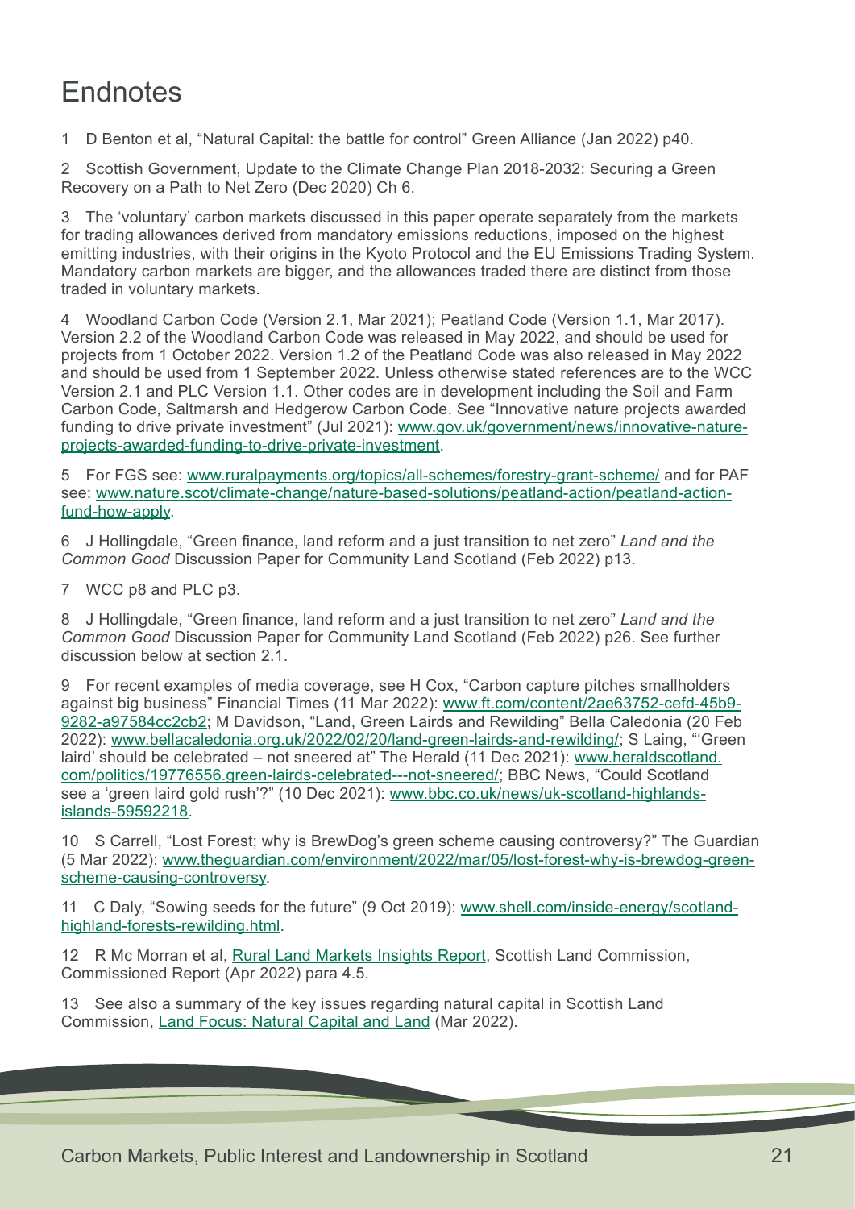# Endnotes

1 D Benton et al, "Natural Capital: the battle for control" Green Alliance (Jan 2022) p40.

2 Scottish Government, Update to the Climate Change Plan 2018-2032: Securing a Green Recovery on a Path to Net Zero (Dec 2020) Ch 6.

3 The 'voluntary' carbon markets discussed in this paper operate separately from the markets for trading allowances derived from mandatory emissions reductions, imposed on the highest emitting industries, with their origins in the Kyoto Protocol and the EU Emissions Trading System. Mandatory carbon markets are bigger, and the allowances traded there are distinct from those traded in voluntary markets.

4 Woodland Carbon Code (Version 2.1, Mar 2021); Peatland Code (Version 1.1, Mar 2017). Version 2.2 of the Woodland Carbon Code was released in May 2022, and should be used for projects from 1 October 2022. Version 1.2 of the Peatland Code was also released in May 2022 and should be used from 1 September 2022. Unless otherwise stated references are to the WCC Version 2.1 and PLC Version 1.1. Other codes are in development including the Soil and Farm Carbon Code, Saltmarsh and Hedgerow Carbon Code. See "Innovative nature projects awarded funding to drive private investment" (Jul 2021): [www.gov.uk/government/news/innovative-nature-projects-awarded-funding-to-drive-private-investment](www.gov.uk/government/news/innovative-nature-projects-awarded-funding-to-drive-private-investment).

5 For FGS see: [www.ruralpayments.org/topics/all-schemes/forestry-grant-scheme/](www.ruralpayments.org/topics/all-schemes/forestry-grant-scheme/) and for PAF see: [www.nature.scot/climate-change/nature-based-solutions/peatland-action/peatland-action-fund-how-apply](www.nature.scot/climate-change/nature-based-solutions/peatland-action/peatland-action-fund-how-apply).

6 J Hollingdale, "Green finance, land reform and a just transition to net zero" *Land and the Common Good* Discussion Paper for Community Land Scotland (Feb 2022) p13.

7 WCC p8 and PLC p3.

8 J Hollingdale, "Green finance, land reform and a just transition to net zero" *Land and the Common Good* Discussion Paper for Community Land Scotland (Feb 2022) p26. See further discussion below at section 2.1.

9 For recent examples of media coverage, see H Cox, "Carbon capture pitches smallholders against big business" Financial Times (11 Mar 2022): [www.ft.com/content/2ae63752-cefd-45b9-9282-a97584cc2cb2](www.ft.com/content/2ae63752-cefd-45b9-9282-a97584cc2cb2); M Davidson, "Land, Green Lairds and Rewilding" Bella Caledonia (20 Feb 2022): [www.bellacaledonia.org.uk/2022/02/20/land-green-lairds-and-rewilding/](www.bellacaledonia.org.uk/2022/02/20/land-green-lairds-and-rewilding/); S Laing, "'Green laird' should be celebrated – not sneered at" The Herald (11 Dec 2021): [www.heraldscotland.com/politics/19776556.green-lairds-celebrated---not-sneered/](www.heraldscotland.com/politics/19776556.green-lairds-celebrated---not-sneered/); BBC News, "Could Scotland see a 'green laird gold rush'?" (10 Dec 2021): [www.bbc.co.uk/news/uk-scotland-highlands-islands-59592218](www.bbc.co.uk/news/uk-scotland-highlands-islands-59592218).

10 S Carrell, "Lost Forest; why is BrewDog's green scheme causing controversy?" The Guardian (5 Mar 2022): [www.theguardian.com/environment/2022/mar/05/lost-forest-why-is-brewdog-green-scheme-causing-controversy](www.theguardian.com/environment/2022/mar/05/lost-forest-why-is-brewdog-green-scheme-causing-controversy).

11 C Daly, "Sowing seeds for the future" (9 Oct 2019): [www.shell.com/inside-energy/scotland-highland-forests-rewilding.html](www.shell.com/inside-energy/scotland-highland-forests-rewilding.html).

12 R Mc Morran et al, Rural Land Markets Insights Report, Scottish Land Commission, Commissioned Report (Apr 2022) para 4.5.

13 See also a summary of the key issues regarding natural capital in Scottish Land Commission, Land Focus: Natural Capital and Land (Mar 2022).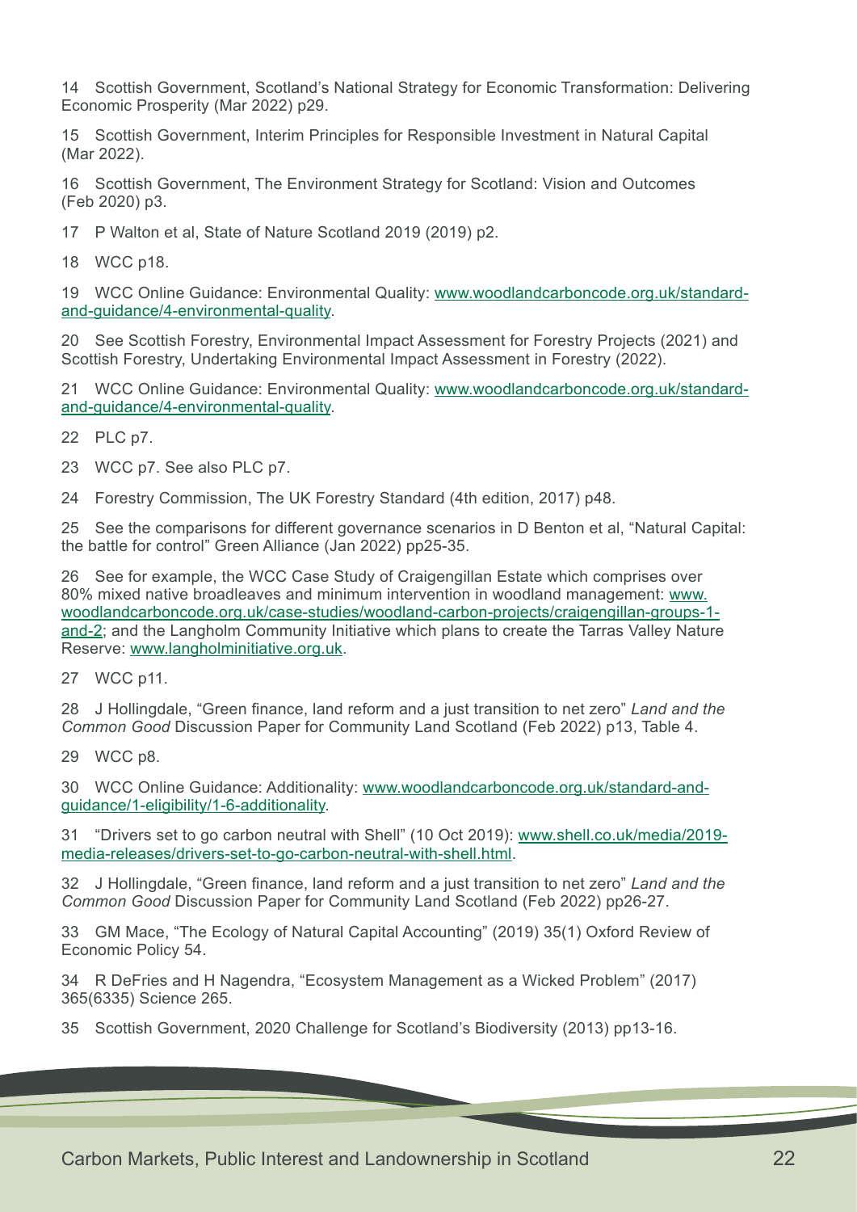14 Scottish Government, Scotland's National Strategy for Economic Transformation: Delivering Economic Prosperity (Mar 2022) p29.

15 Scottish Government, Interim Principles for Responsible Investment in Natural Capital (Mar 2022).

16 Scottish Government, The Environment Strategy for Scotland: Vision and Outcomes (Feb 2020) p3.

17 P Walton et al, State of Nature Scotland 2019 (2019) p2.

18 WCC p18.

19 WCC Online Guidance: Environmental Quality: www.woodlandcarboncode.org.uk/standard-and-guidance/4-environmental-quality.

20 See Scottish Forestry, Environmental Impact Assessment for Forestry Projects (2021) and Scottish Forestry, Undertaking Environmental Impact Assessment in Forestry (2022).

21 WCC Online Guidance: Environmental Quality: www.woodlandcarboncode.org.uk/standard-and-guidance/4-environmental-quality.

22 PLC p7.

23 WCC p7. See also PLC p7.

24 Forestry Commission, The UK Forestry Standard (4th edition, 2017) p48.

25 See the comparisons for different governance scenarios in D Benton et al, "Natural Capital: the battle for control" Green Alliance (Jan 2022) pp25-35.

26 See for example, the WCC Case Study of Craigengillan Estate which comprises over 80% mixed native broadleaves and minimum intervention in woodland management: www.woodlandcarboncode.org.uk/case-studies/woodland-carbon-projects/craigengillan-groups-1-and-2; and the Langholm Community Initiative which plans to create the Tarras Valley Nature Reserve: www.langholminitiative.org.uk.

27 WCC p11.

28 J Hollingdale, "Green finance, land reform and a just transition to net zero" *Land and the Common Good* Discussion Paper for Community Land Scotland (Feb 2022) p13, Table 4.

29 WCC p8.

30 WCC Online Guidance: Additionality: www.woodlandcarboncode.org.uk/standard-and-guidance/1-eligibility/1-6-additionality.

31 "Drivers set to go carbon neutral with Shell" (10 Oct 2019): www.shell.co.uk/media/2019-media-releases/drivers-set-to-go-carbon-neutral-with-shell.html.

32 J Hollingdale, "Green finance, land reform and a just transition to net zero" *Land and the Common Good* Discussion Paper for Community Land Scotland (Feb 2022) pp26-27.

33 GM Mace, "The Ecology of Natural Capital Accounting" (2019) 35(1) Oxford Review of Economic Policy 54.

34 R DeFries and H Nagendra, "Ecosystem Management as a Wicked Problem" (2017) 365(6335) Science 265.

35 Scottish Government, 2020 Challenge for Scotland's Biodiversity (2013) pp13-16.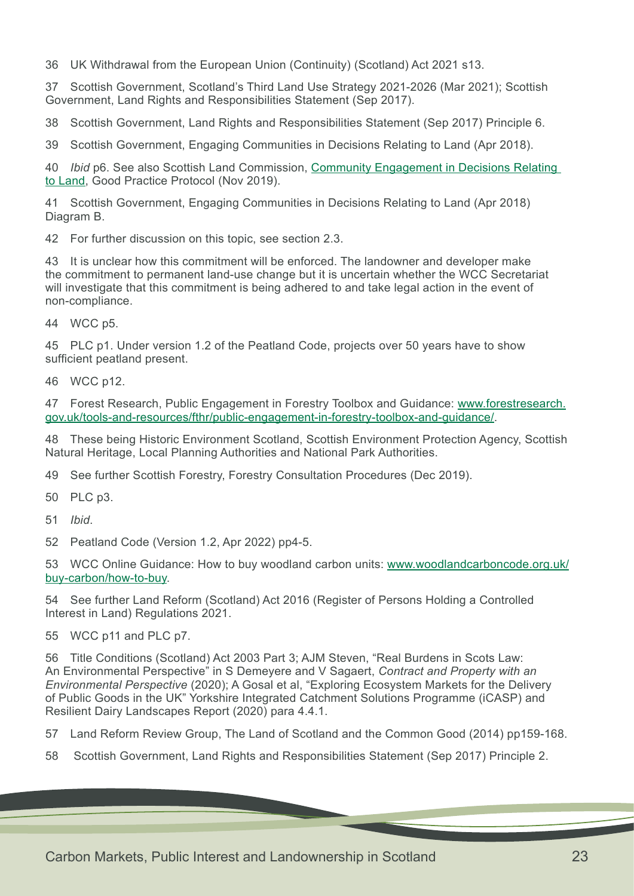36 UK Withdrawal from the European Union (Continuity) (Scotland) Act 2021 s13.

37 Scottish Government, Scotland's Third Land Use Strategy 2021-2026 (Mar 2021); Scottish Government, Land Rights and Responsibilities Statement (Sep 2017).

38 Scottish Government, Land Rights and Responsibilities Statement (Sep 2017) Principle 6.

39 Scottish Government, Engaging Communities in Decisions Relating to Land (Apr 2018).

40 *Ibid* p6. See also Scottish Land Commission, [Community Engagement in Decisions Relating to Land](), Good Practice Protocol (Nov 2019).

41 Scottish Government, Engaging Communities in Decisions Relating to Land (Apr 2018) Diagram B.

42 For further discussion on this topic, see section 2.3.

43 It is unclear how this commitment will be enforced. The landowner and developer make the commitment to permanent land-use change but it is uncertain whether the WCC Secretariat will investigate that this commitment is being adhered to and take legal action in the event of non-compliance.

44 WCC p5.

45 PLC p1. Under version 1.2 of the Peatland Code, projects over 50 years have to show sufficient peatland present.

46 WCC p12.

47 Forest Research, Public Engagement in Forestry Toolbox and Guidance: www.forestresearch.gov.uk/tools-and-resources/fthr/public-engagement-in-forestry-toolbox-and-guidance/.

48 These being Historic Environment Scotland, Scottish Environment Protection Agency, Scottish Natural Heritage, Local Planning Authorities and National Park Authorities.

49 See further Scottish Forestry, Forestry Consultation Procedures (Dec 2019).

50 PLC p3.

51 *Ibid*.

52 Peatland Code (Version 1.2, Apr 2022) pp4-5.

53 WCC Online Guidance: How to buy woodland carbon units: www.woodlandcarboncode.org.uk/buy-carbon/how-to-buy.

54 See further Land Reform (Scotland) Act 2016 (Register of Persons Holding a Controlled Interest in Land) Regulations 2021.

55 WCC p11 and PLC p7.

56 Title Conditions (Scotland) Act 2003 Part 3; AJM Steven, "Real Burdens in Scots Law: An Environmental Perspective" in S Demeyere and V Sagaert, *Contract and Property with an Environmental Perspective* (2020); A Gosal et al, "Exploring Ecosystem Markets for the Delivery of Public Goods in the UK" Yorkshire Integrated Catchment Solutions Programme (iCASP) and Resilient Dairy Landscapes Report (2020) para 4.4.1.

57 Land Reform Review Group, The Land of Scotland and the Common Good (2014) pp159-168.

58 Scottish Government, Land Rights and Responsibilities Statement (Sep 2017) Principle 2.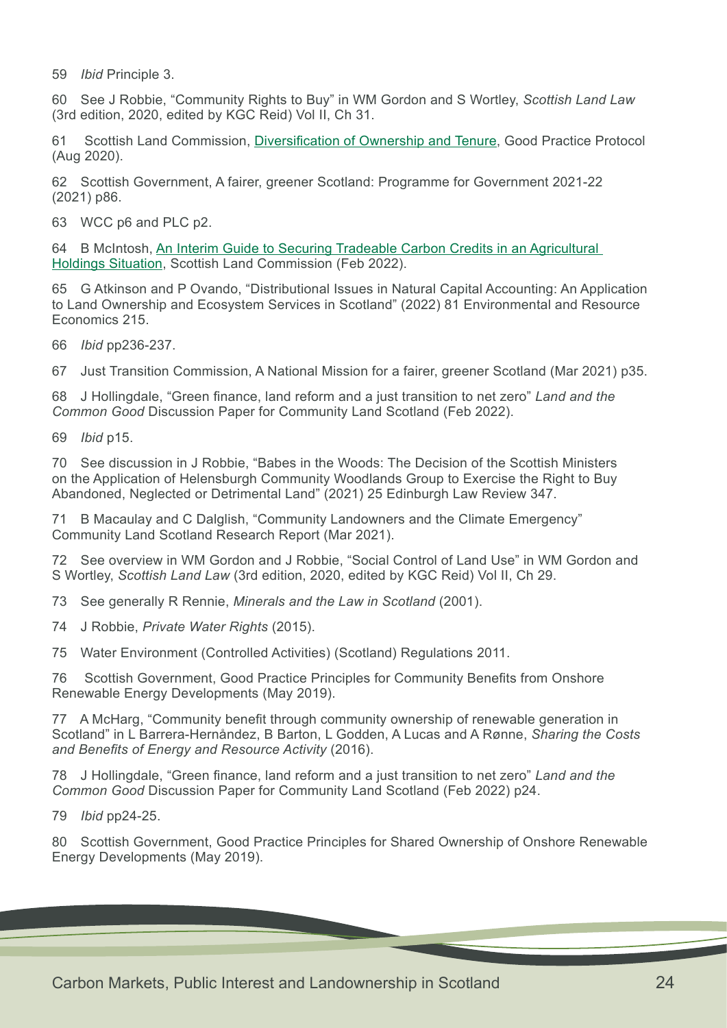59 *Ibid* Principle 3.

60 See J Robbie, "Community Rights to Buy" in WM Gordon and S Wortley, *Scottish Land Law* (3rd edition, 2020, edited by KGC Reid) Vol II, Ch 31.

61 Scottish Land Commission, Diversification of Ownership and Tenure, Good Practice Protocol (Aug 2020).

62 Scottish Government, A fairer, greener Scotland: Programme for Government 2021-22 (2021) p86.

63 WCC p6 and PLC p2.

64 B McIntosh, An Interim Guide to Securing Tradeable Carbon Credits in an Agricultural Holdings Situation, Scottish Land Commission (Feb 2022).

65 G Atkinson and P Ovando, "Distributional Issues in Natural Capital Accounting: An Application to Land Ownership and Ecosystem Services in Scotland" (2022) 81 Environmental and Resource Economics 215.

66 *Ibid* pp236-237.

67 Just Transition Commission, A National Mission for a fairer, greener Scotland (Mar 2021) p35.

68 J Hollingdale, "Green finance, land reform and a just transition to net zero" *Land and the Common Good* Discussion Paper for Community Land Scotland (Feb 2022).

69 *Ibid* p15.

70 See discussion in J Robbie, "Babes in the Woods: The Decision of the Scottish Ministers on the Application of Helensburgh Community Woodlands Group to Exercise the Right to Buy Abandoned, Neglected or Detrimental Land" (2021) 25 Edinburgh Law Review 347.

71 B Macaulay and C Dalglish, "Community Landowners and the Climate Emergency" Community Land Scotland Research Report (Mar 2021).

72 See overview in WM Gordon and J Robbie, "Social Control of Land Use" in WM Gordon and S Wortley, *Scottish Land Law* (3rd edition, 2020, edited by KGC Reid) Vol II, Ch 29.

73 See generally R Rennie, *Minerals and the Law in Scotland* (2001).

74 J Robbie, *Private Water Rights* (2015).

75 Water Environment (Controlled Activities) (Scotland) Regulations 2011.

76 Scottish Government, Good Practice Principles for Community Benefits from Onshore Renewable Energy Developments (May 2019).

77 A McHarg, "Community benefit through community ownership of renewable generation in Scotland" in L Barrera-Hernåndez, B Barton, L Godden, A Lucas and A Rønne, *Sharing the Costs and Benefits of Energy and Resource Activity* (2016).

78 J Hollingdale, "Green finance, land reform and a just transition to net zero" *Land and the Common Good* Discussion Paper for Community Land Scotland (Feb 2022) p24.

79 *Ibid* pp24-25.

80 Scottish Government, Good Practice Principles for Shared Ownership of Onshore Renewable Energy Developments (May 2019).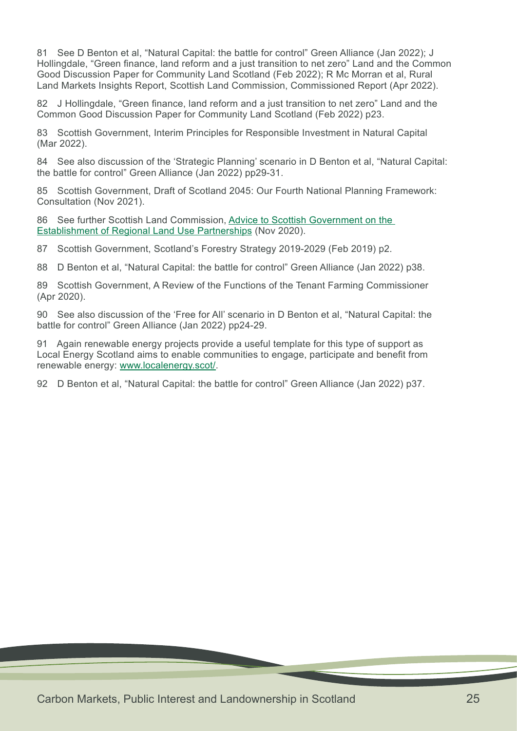81 See D Benton et al, "Natural Capital: the battle for control" Green Alliance (Jan 2022); J Hollingdale, "Green finance, land reform and a just transition to net zero" Land and the Common Good Discussion Paper for Community Land Scotland (Feb 2022); R Mc Morran et al, Rural Land Markets Insights Report, Scottish Land Commission, Commissioned Report (Apr 2022).

82 J Hollingdale, "Green finance, land reform and a just transition to net zero" Land and the Common Good Discussion Paper for Community Land Scotland (Feb 2022) p23.

83 Scottish Government, Interim Principles for Responsible Investment in Natural Capital (Mar 2022).

84 See also discussion of the 'Strategic Planning' scenario in D Benton et al, "Natural Capital: the battle for control" Green Alliance (Jan 2022) pp29-31.

85 Scottish Government, Draft of Scotland 2045: Our Fourth National Planning Framework: Consultation (Nov 2021).

86 See further Scottish Land Commission, Advice to Scottish Government on the Establishment of Regional Land Use Partnerships (Nov 2020).

87 Scottish Government, Scotland's Forestry Strategy 2019-2029 (Feb 2019) p2.

88 D Benton et al, "Natural Capital: the battle for control" Green Alliance (Jan 2022) p38.

89 Scottish Government, A Review of the Functions of the Tenant Farming Commissioner (Apr 2020).

90 See also discussion of the 'Free for All' scenario in D Benton et al, "Natural Capital: the battle for control" Green Alliance (Jan 2022) pp24-29.

91 Again renewable energy projects provide a useful template for this type of support as Local Energy Scotland aims to enable communities to engage, participate and benefit from renewable energy: www.localenergy.scot/.

92 D Benton et al, "Natural Capital: the battle for control" Green Alliance (Jan 2022) p37.